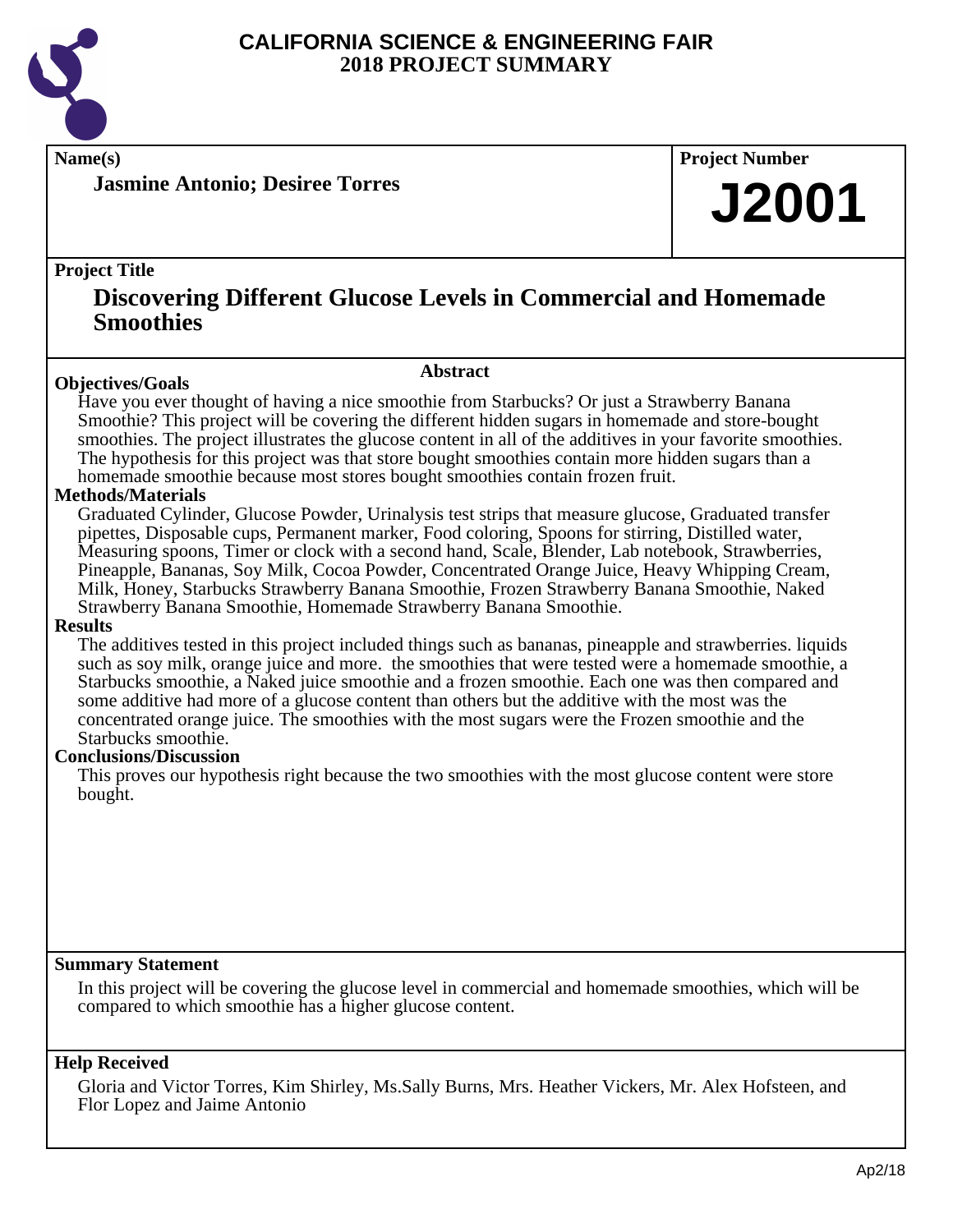# CALIFORNIA SCIENCE & ENGINEERING FAIR
## 2018 PROJECT SUMMARY

**Name(s)**

**Jasmine Antonio; Desiree Torres**

**Project Number**

# J2001

**Project Title**

## Discovering Different Glucose Levels in Commercial and Homemade Smoothies

### Abstract

**Objectives/Goals**

Have you ever thought of having a nice smoothie from Starbucks? Or just a Strawberry Banana Smoothie? This project will be covering the different hidden sugars in homemade and store-bought smoothies. The project illustrates the glucose content in all of the additives in your favorite smoothies. The hypothesis for this project was that store bought smoothies contain more hidden sugars than a homemade smoothie because most stores bought smoothies contain frozen fruit.

**Methods/Materials**

Graduated Cylinder, Glucose Powder, Urinalysis test strips that measure glucose, Graduated transfer pipettes, Disposable cups, Permanent marker, Food coloring, Spoons for stirring, Distilled water, Measuring spoons, Timer or clock with a second hand, Scale, Blender, Lab notebook, Strawberries, Pineapple, Bananas, Soy Milk, Cocoa Powder, Concentrated Orange Juice, Heavy Whipping Cream, Milk, Honey, Starbucks Strawberry Banana Smoothie, Frozen Strawberry Banana Smoothie, Naked Strawberry Banana Smoothie, Homemade Strawberry Banana Smoothie.

**Results**

The additives tested in this project included things such as bananas, pineapple and strawberries. liquids such as soy milk, orange juice and more. the smoothies that were tested were a homemade smoothie, a Starbucks smoothie, a Naked juice smoothie and a frozen smoothie. Each one was then compared and some additive had more of a glucose content than others but the additive with the most was the concentrated orange juice. The smoothies with the most sugars were the Frozen smoothie and the Starbucks smoothie.

**Conclusions/Discussion**

This proves our hypothesis right because the two smoothies with the most glucose content were store bought.

**Summary Statement**

In this project will be covering the glucose level in commercial and homemade smoothies, which will be compared to which smoothie has a higher glucose content.

**Help Received**

Gloria and Victor Torres, Kim Shirley, Ms.Sally Burns, Mrs. Heather Vickers, Mr. Alex Hofsteen, and Flor Lopez and Jaime Antonio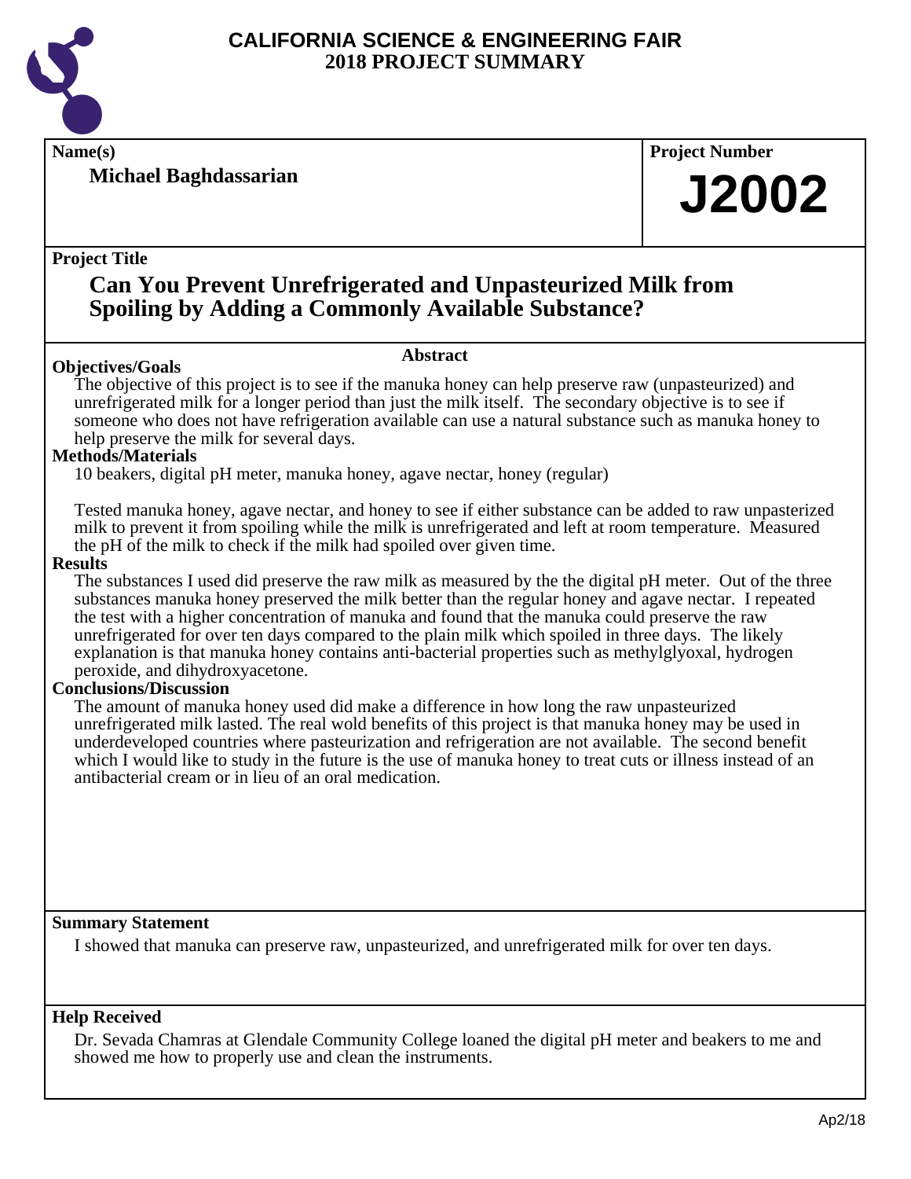# CALIFORNIA SCIENCE & ENGINEERING FAIR
## 2018 PROJECT SUMMARY

**Name(s)**

**Michael Baghdassarian**

**Project Number**

# J2002

**Project Title**

## Can You Prevent Unrefrigerated and Unpasteurized Milk from Spoiling by Adding a Commonly Available Substance?

### Abstract

**Objectives/Goals**

The objective of this project is to see if the manuka honey can help preserve raw (unpasteurized) and unrefrigerated milk for a longer period than just the milk itself. The secondary objective is to see if someone who does not have refrigeration available can use a natural substance such as manuka honey to help preserve the milk for several days.

**Methods/Materials**

10 beakers, digital pH meter, manuka honey, agave nectar, honey (regular)

Tested manuka honey, agave nectar, and honey to see if either substance can be added to raw unpasterized milk to prevent it from spoiling while the milk is unrefrigerated and left at room temperature. Measured the pH of the milk to check if the milk had spoiled over given time.

**Results**

The substances I used did preserve the raw milk as measured by the the digital pH meter. Out of the three substances manuka honey preserved the milk better than the regular honey and agave nectar. I repeated the test with a higher concentration of manuka and found that the manuka could preserve the raw unrefrigerated for over ten days compared to the plain milk which spoiled in three days. The likely explanation is that manuka honey contains anti-bacterial properties such as methylglyoxal, hydrogen peroxide, and dihydroxyacetone.

**Conclusions/Discussion**

The amount of manuka honey used did make a difference in how long the raw unpasteurized unrefrigerated milk lasted. The real wold benefits of this project is that manuka honey may be used in underdeveloped countries where pasteurization and refrigeration are not available. The second benefit which I would like to study in the future is the use of manuka honey to treat cuts or illness instead of an antibacterial cream or in lieu of an oral medication.

**Summary Statement**

I showed that manuka can preserve raw, unpasteurized, and unrefrigerated milk for over ten days.

**Help Received**

Dr. Sevada Chamras at Glendale Community College loaned the digital pH meter and beakers to me and showed me how to properly use and clean the instruments.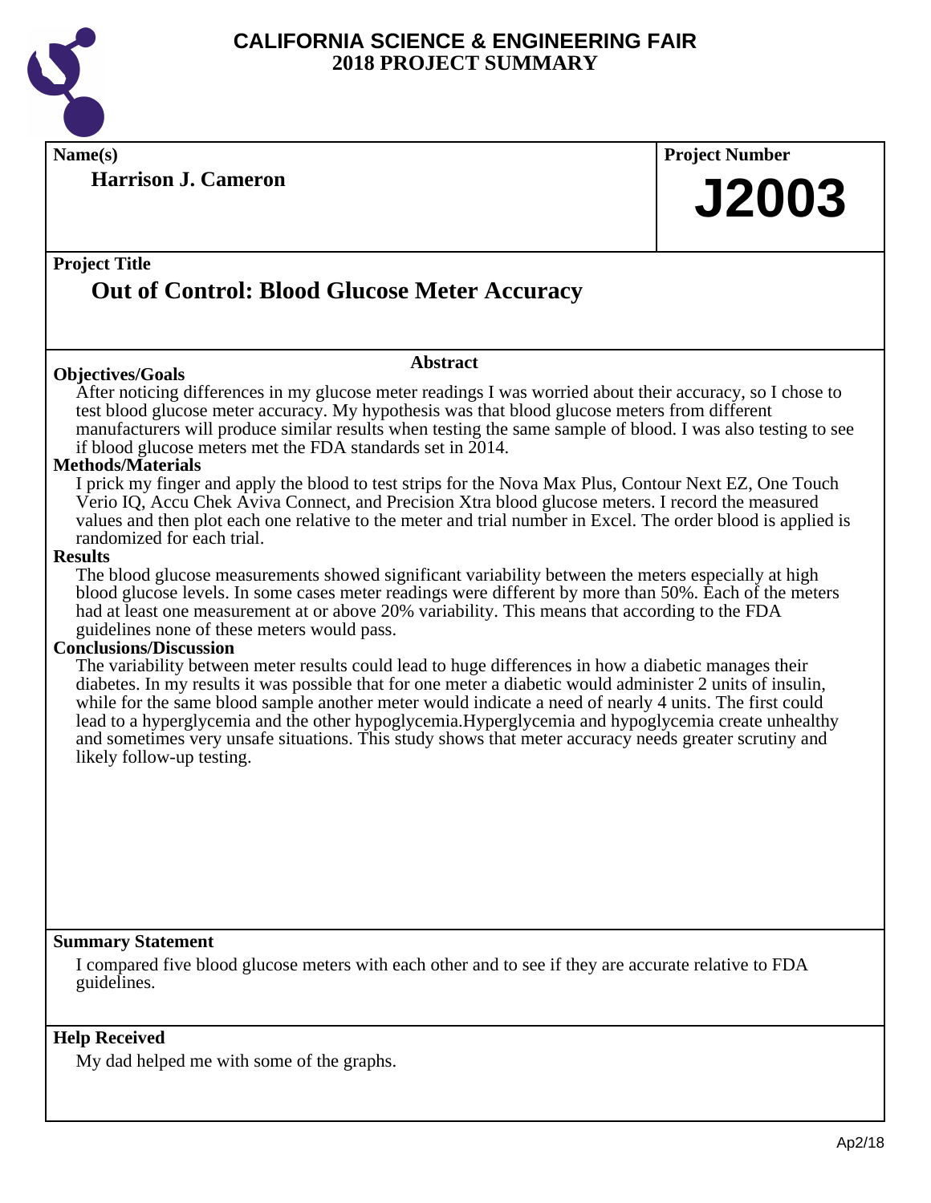# CALIFORNIA SCIENCE & ENGINEERING FAIR
## 2018 PROJECT SUMMARY

**Name(s)**

**Harrison J. Cameron**

**Project Number**

**J2003**

**Project Title**

## Out of Control: Blood Glucose Meter Accuracy

### Abstract

**Objectives/Goals**

After noticing differences in my glucose meter readings I was worried about their accuracy, so I chose to test blood glucose meter accuracy. My hypothesis was that blood glucose meters from different manufacturers will produce similar results when testing the same sample of blood. I was also testing to see if blood glucose meters met the FDA standards set in 2014.

**Methods/Materials**

I prick my finger and apply the blood to test strips for the Nova Max Plus, Contour Next EZ, One Touch Verio IQ, Accu Chek Aviva Connect, and Precision Xtra blood glucose meters. I record the measured values and then plot each one relative to the meter and trial number in Excel. The order blood is applied is randomized for each trial.

**Results**

The blood glucose measurements showed significant variability between the meters especially at high blood glucose levels. In some cases meter readings were different by more than 50%. Each of the meters had at least one measurement at or above 20% variability. This means that according to the FDA guidelines none of these meters would pass.

**Conclusions/Discussion**

The variability between meter results could lead to huge differences in how a diabetic manages their diabetes. In my results it was possible that for one meter a diabetic would administer 2 units of insulin, while for the same blood sample another meter would indicate a need of nearly 4 units. The first could lead to a hyperglycemia and the other hypoglycemia.Hyperglycemia and hypoglycemia create unhealthy and sometimes very unsafe situations. This study shows that meter accuracy needs greater scrutiny and likely follow-up testing.

**Summary Statement**

I compared five blood glucose meters with each other and to see if they are accurate relative to FDA guidelines.

**Help Received**

My dad helped me with some of the graphs.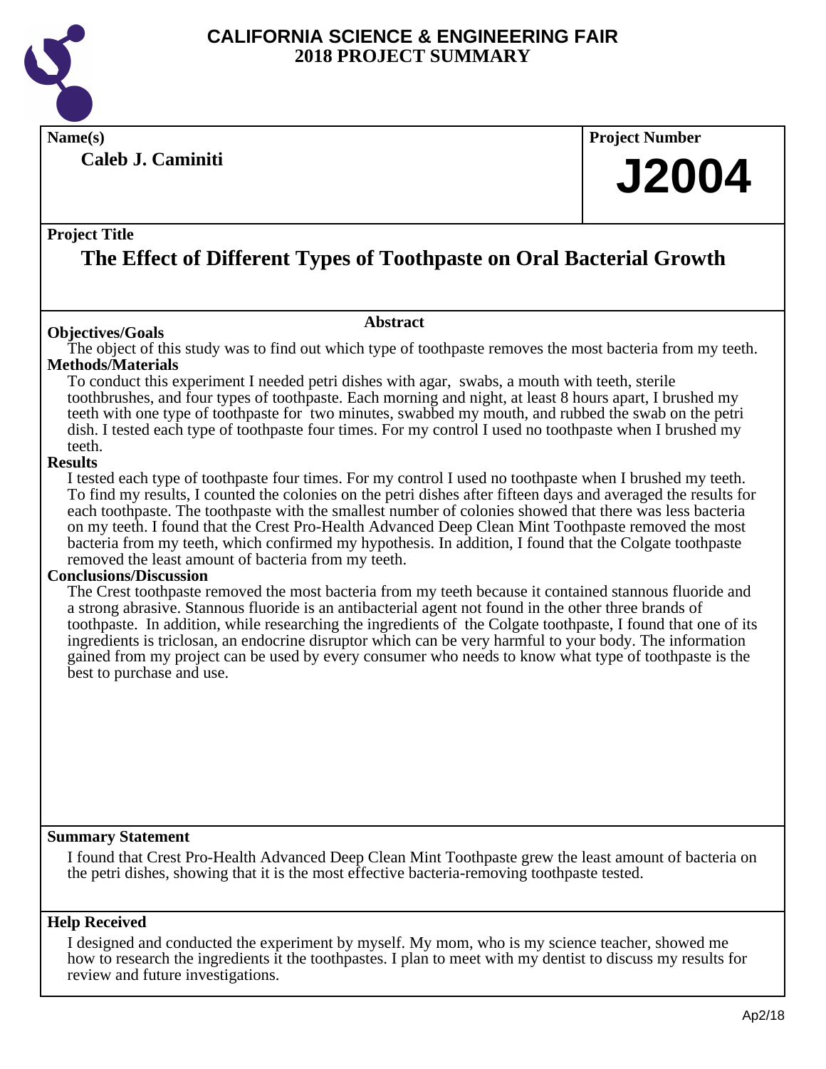# CALIFORNIA SCIENCE & ENGINEERING FAIR
# 2018 PROJECT SUMMARY

**Name(s)**

**Caleb J. Caminiti**

**Project Number**

**J2004**

**Project Title**

## The Effect of Different Types of Toothpaste on Oral Bacterial Growth

### Abstract

**Objectives/Goals**

The object of this study was to find out which type of toothpaste removes the most bacteria from my teeth.

**Methods/Materials**

To conduct this experiment I needed petri dishes with agar, swabs, a mouth with teeth, sterile toothbrushes, and four types of toothpaste. Each morning and night, at least 8 hours apart, I brushed my teeth with one type of toothpaste for two minutes, swabbed my mouth, and rubbed the swab on the petri dish. I tested each type of toothpaste four times. For my control I used no toothpaste when I brushed my teeth.

**Results**

I tested each type of toothpaste four times. For my control I used no toothpaste when I brushed my teeth. To find my results, I counted the colonies on the petri dishes after fifteen days and averaged the results for each toothpaste. The toothpaste with the smallest number of colonies showed that there was less bacteria on my teeth. I found that the Crest Pro-Health Advanced Deep Clean Mint Toothpaste removed the most bacteria from my teeth, which confirmed my hypothesis. In addition, I found that the Colgate toothpaste removed the least amount of bacteria from my teeth.

**Conclusions/Discussion**

The Crest toothpaste removed the most bacteria from my teeth because it contained stannous fluoride and a strong abrasive. Stannous fluoride is an antibacterial agent not found in the other three brands of toothpaste. In addition, while researching the ingredients of the Colgate toothpaste, I found that one of its ingredients is triclosan, an endocrine disruptor which can be very harmful to your body. The information gained from my project can be used by every consumer who needs to know what type of toothpaste is the best to purchase and use.

**Summary Statement**

I found that Crest Pro-Health Advanced Deep Clean Mint Toothpaste grew the least amount of bacteria on the petri dishes, showing that it is the most effective bacteria-removing toothpaste tested.

**Help Received**

I designed and conducted the experiment by myself. My mom, who is my science teacher, showed me how to research the ingredients it the toothpastes. I plan to meet with my dentist to discuss my results for review and future investigations.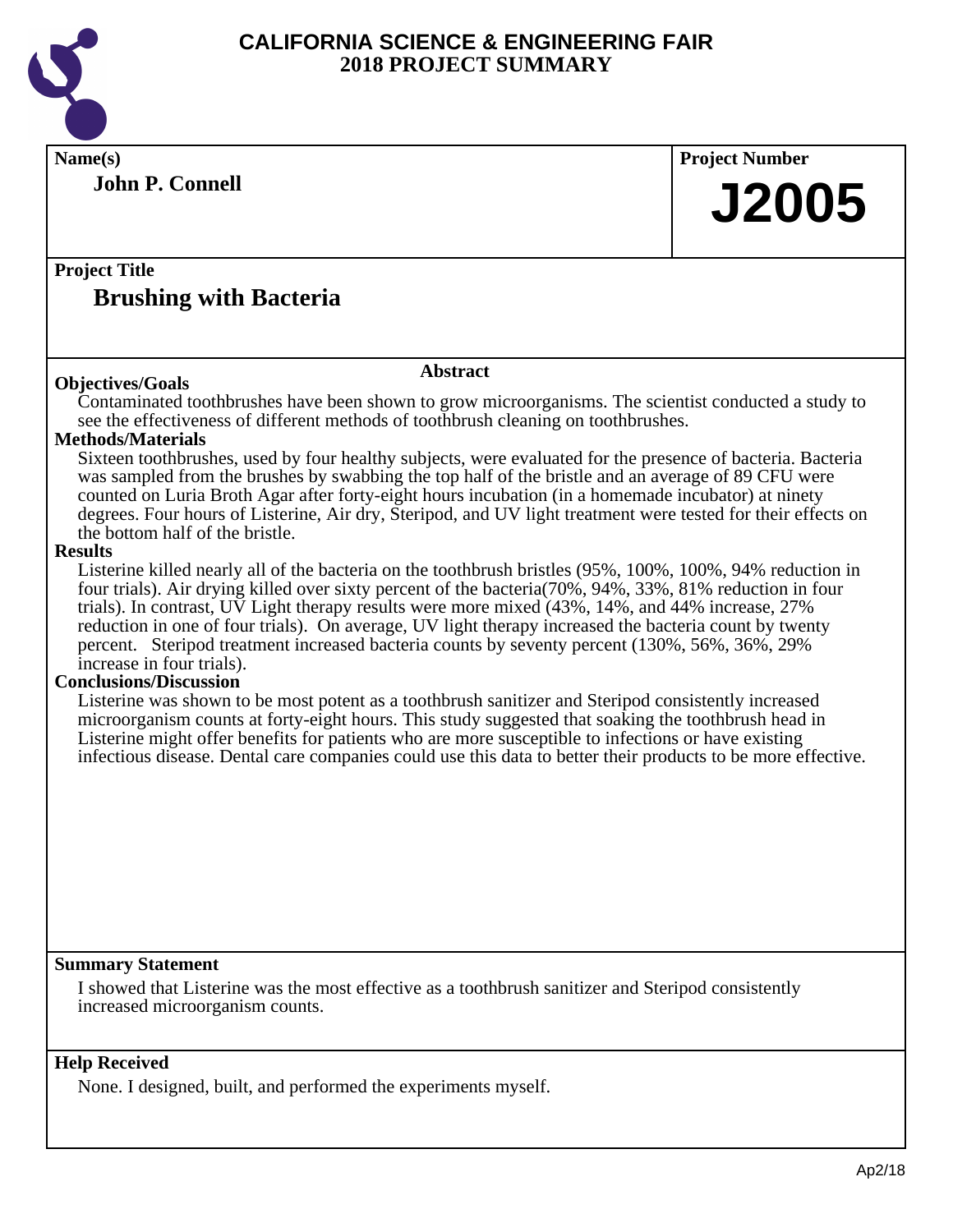# CALIFORNIA SCIENCE & ENGINEERING FAIR
## 2018 PROJECT SUMMARY

**Name(s)**

**John P. Connell**

**Project Number**

**J2005**

**Project Title**

## Brushing with Bacteria

### Abstract

**Objectives/Goals**

Contaminated toothbrushes have been shown to grow microorganisms. The scientist conducted a study to see the effectiveness of different methods of toothbrush cleaning on toothbrushes.

**Methods/Materials**

Sixteen toothbrushes, used by four healthy subjects, were evaluated for the presence of bacteria. Bacteria was sampled from the brushes by swabbing the top half of the bristle and an average of 89 CFU were counted on Luria Broth Agar after forty-eight hours incubation (in a homemade incubator) at ninety degrees. Four hours of Listerine, Air dry, Steripod, and UV light treatment were tested for their effects on the bottom half of the bristle.

**Results**

Listerine killed nearly all of the bacteria on the toothbrush bristles (95%, 100%, 100%, 94% reduction in four trials). Air drying killed over sixty percent of the bacteria(70%, 94%, 33%, 81% reduction in four trials). In contrast, UV Light therapy results were more mixed (43%, 14%, and 44% increase, 27% reduction in one of four trials). On average, UV light therapy increased the bacteria count by twenty percent. Steripod treatment increased bacteria counts by seventy percent (130%, 56%, 36%, 29% increase in four trials).

**Conclusions/Discussion**

Listerine was shown to be most potent as a toothbrush sanitizer and Steripod consistently increased microorganism counts at forty-eight hours. This study suggested that soaking the toothbrush head in Listerine might offer benefits for patients who are more susceptible to infections or have existing infectious disease. Dental care companies could use this data to better their products to be more effective.

**Summary Statement**

I showed that Listerine was the most effective as a toothbrush sanitizer and Steripod consistently increased microorganism counts.

**Help Received**

None. I designed, built, and performed the experiments myself.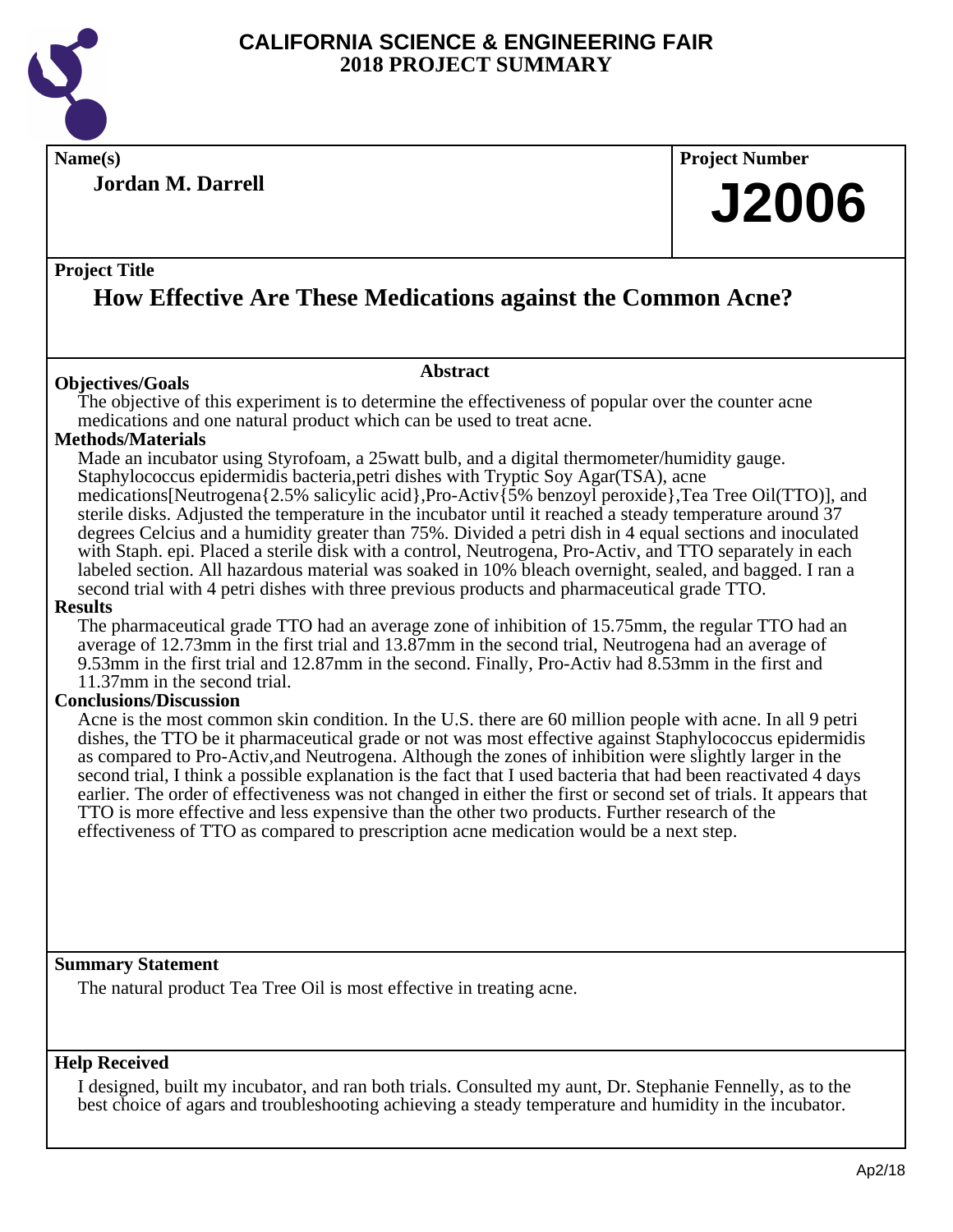# CALIFORNIA SCIENCE & ENGINEERING FAIR
## 2018 PROJECT SUMMARY

**Name(s)**

**Jordan M. Darrell**

**Project Number**

# J2006

**Project Title**

## How Effective Are These Medications against the Common Acne?

### Abstract

**Objectives/Goals**

The objective of this experiment is to determine the effectiveness of popular over the counter acne medications and one natural product which can be used to treat acne.

**Methods/Materials**

Made an incubator using Styrofoam, a 25watt bulb, and a digital thermometer/humidity gauge. Staphylococcus epidermidis bacteria,petri dishes with Tryptic Soy Agar(TSA), acne medications[Neutrogena{2.5% salicylic acid},Pro-Activ{5% benzoyl peroxide},Tea Tree Oil(TTO)], and sterile disks. Adjusted the temperature in the incubator until it reached a steady temperature around 37 degrees Celcius and a humidity greater than 75%. Divided a petri dish in 4 equal sections and inoculated with Staph. epi. Placed a sterile disk with a control, Neutrogena, Pro-Activ, and TTO separately in each labeled section. All hazardous material was soaked in 10% bleach overnight, sealed, and bagged. I ran a second trial with 4 petri dishes with three previous products and pharmaceutical grade TTO.

**Results**

The pharmaceutical grade TTO had an average zone of inhibition of 15.75mm, the regular TTO had an average of 12.73mm in the first trial and 13.87mm in the second trial, Neutrogena had an average of 9.53mm in the first trial and 12.87mm in the second. Finally, Pro-Activ had 8.53mm in the first and 11.37mm in the second trial.

**Conclusions/Discussion**

Acne is the most common skin condition. In the U.S. there are 60 million people with acne. In all 9 petri dishes, the TTO be it pharmaceutical grade or not was most effective against Staphylococcus epidermidis as compared to Pro-Activ,and Neutrogena. Although the zones of inhibition were slightly larger in the second trial, I think a possible explanation is the fact that I used bacteria that had been reactivated 4 days earlier. The order of effectiveness was not changed in either the first or second set of trials. It appears that TTO is more effective and less expensive than the other two products. Further research of the effectiveness of TTO as compared to prescription acne medication would be a next step.

**Summary Statement**

The natural product Tea Tree Oil is most effective in treating acne.

**Help Received**

I designed, built my incubator, and ran both trials. Consulted my aunt, Dr. Stephanie Fennelly, as to the best choice of agars and troubleshooting achieving a steady temperature and humidity in the incubator.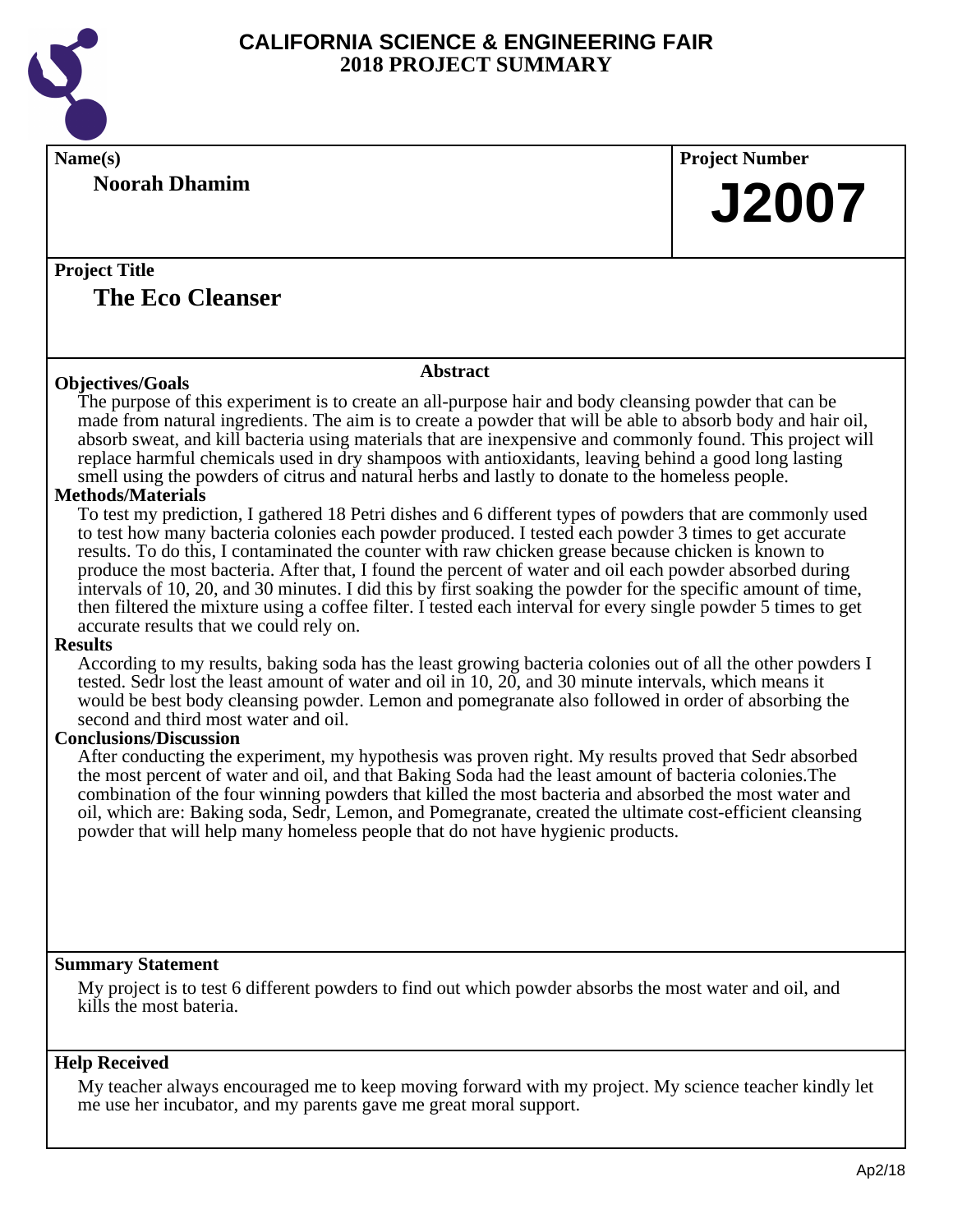# CALIFORNIA SCIENCE & ENGINEERING FAIR
## 2018 PROJECT SUMMARY

**Name(s)**

**Noorah Dhamim**

**Project Number**

**J2007**

**Project Title**

## The Eco Cleanser

### Abstract

**Objectives/Goals**

The purpose of this experiment is to create an all-purpose hair and body cleansing powder that can be made from natural ingredients. The aim is to create a powder that will be able to absorb body and hair oil, absorb sweat, and kill bacteria using materials that are inexpensive and commonly found. This project will replace harmful chemicals used in dry shampoos with antioxidants, leaving behind a good long lasting smell using the powders of citrus and natural herbs and lastly to donate to the homeless people.

**Methods/Materials**

To test my prediction, I gathered 18 Petri dishes and 6 different types of powders that are commonly used to test how many bacteria colonies each powder produced. I tested each powder 3 times to get accurate results. To do this, I contaminated the counter with raw chicken grease because chicken is known to produce the most bacteria. After that, I found the percent of water and oil each powder absorbed during intervals of 10, 20, and 30 minutes. I did this by first soaking the powder for the specific amount of time, then filtered the mixture using a coffee filter. I tested each interval for every single powder 5 times to get accurate results that we could rely on.

**Results**

According to my results, baking soda has the least growing bacteria colonies out of all the other powders I tested. Sedr lost the least amount of water and oil in 10, 20, and 30 minute intervals, which means it would be best body cleansing powder. Lemon and pomegranate also followed in order of absorbing the second and third most water and oil.

**Conclusions/Discussion**

After conducting the experiment, my hypothesis was proven right. My results proved that Sedr absorbed the most percent of water and oil, and that Baking Soda had the least amount of bacteria colonies.The combination of the four winning powders that killed the most bacteria and absorbed the most water and oil, which are: Baking soda, Sedr, Lemon, and Pomegranate, created the ultimate cost-efficient cleansing powder that will help many homeless people that do not have hygienic products.

**Summary Statement**

My project is to test 6 different powders to find out which powder absorbs the most water and oil, and kills the most bateria.

**Help Received**

My teacher always encouraged me to keep moving forward with my project. My science teacher kindly let me use her incubator, and my parents gave me great moral support.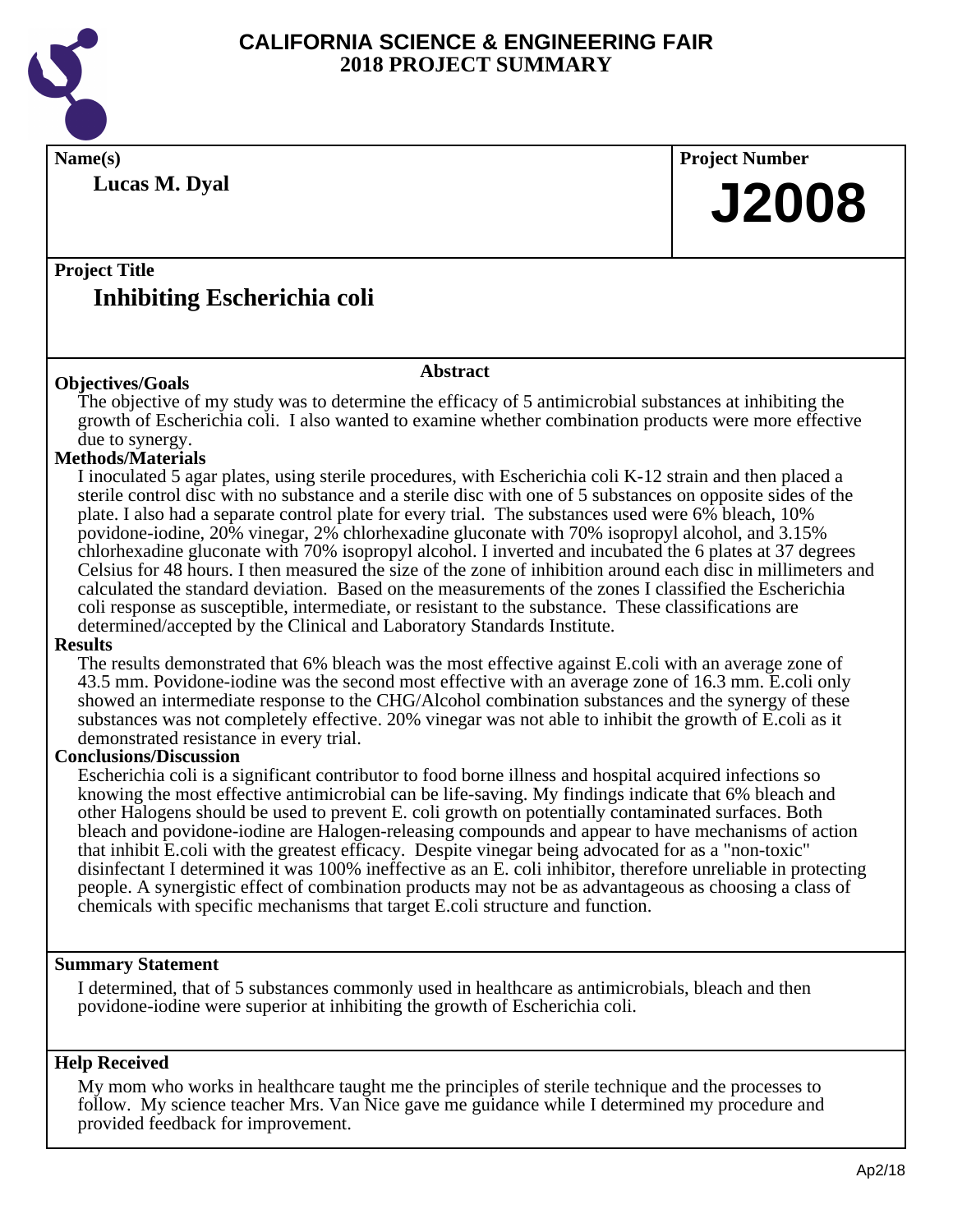# CALIFORNIA SCIENCE & ENGINEERING FAIR
## 2018 PROJECT SUMMARY

**Name(s)**

**Lucas M. Dyal**

**Project Number**

**J2008**

**Project Title**

## Inhibiting Escherichia coli

### Abstract

**Objectives/Goals**

The objective of my study was to determine the efficacy of 5 antimicrobial substances at inhibiting the growth of Escherichia coli. I also wanted to examine whether combination products were more effective due to synergy.

**Methods/Materials**

I inoculated 5 agar plates, using sterile procedures, with Escherichia coli K-12 strain and then placed a sterile control disc with no substance and a sterile disc with one of 5 substances on opposite sides of the plate. I also had a separate control plate for every trial. The substances used were 6% bleach, 10% povidone-iodine, 20% vinegar, 2% chlorhexadine gluconate with 70% isopropyl alcohol, and 3.15% chlorhexadine gluconate with 70% isopropyl alcohol. I inverted and incubated the 6 plates at 37 degrees Celsius for 48 hours. I then measured the size of the zone of inhibition around each disc in millimeters and calculated the standard deviation. Based on the measurements of the zones I classified the Escherichia coli response as susceptible, intermediate, or resistant to the substance. These classifications are determined/accepted by the Clinical and Laboratory Standards Institute.

**Results**

The results demonstrated that 6% bleach was the most effective against E.coli with an average zone of 43.5 mm. Povidone-iodine was the second most effective with an average zone of 16.3 mm. E.coli only showed an intermediate response to the CHG/Alcohol combination substances and the synergy of these substances was not completely effective. 20% vinegar was not able to inhibit the growth of E.coli as it demonstrated resistance in every trial.

**Conclusions/Discussion**

Escherichia coli is a significant contributor to food borne illness and hospital acquired infections so knowing the most effective antimicrobial can be life-saving. My findings indicate that 6% bleach and other Halogens should be used to prevent E. coli growth on potentially contaminated surfaces. Both bleach and povidone-iodine are Halogen-releasing compounds and appear to have mechanisms of action that inhibit E.coli with the greatest efficacy. Despite vinegar being advocated for as a "non-toxic" disinfectant I determined it was 100% ineffective as an E. coli inhibitor, therefore unreliable in protecting people. A synergistic effect of combination products may not be as advantageous as choosing a class of chemicals with specific mechanisms that target E.coli structure and function.

**Summary Statement**

I determined, that of 5 substances commonly used in healthcare as antimicrobials, bleach and then povidone-iodine were superior at inhibiting the growth of Escherichia coli.

**Help Received**

My mom who works in healthcare taught me the principles of sterile technique and the processes to follow. My science teacher Mrs. Van Nice gave me guidance while I determined my procedure and provided feedback for improvement.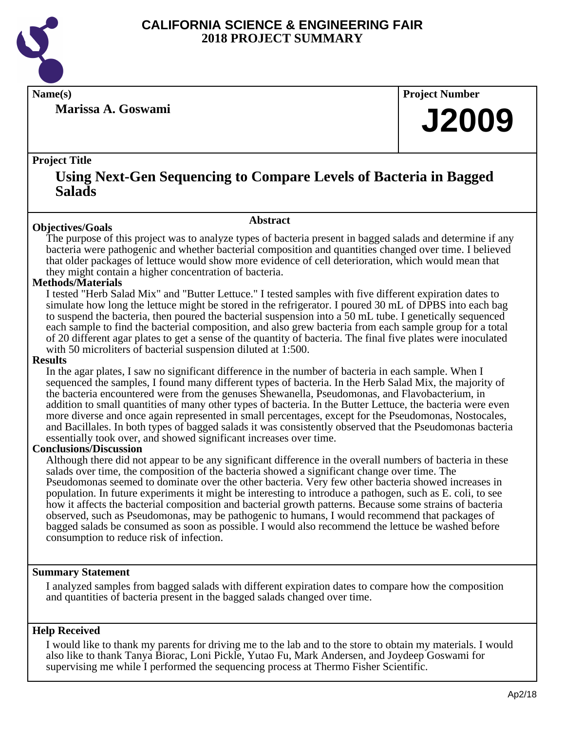# CALIFORNIA SCIENCE & ENGINEERING FAIR
# 2018 PROJECT SUMMARY

**Name(s)**

**Marissa A. Goswami**

**Project Number**

**J2009**

**Project Title**

## Using Next-Gen Sequencing to Compare Levels of Bacteria in Bagged Salads

### Abstract

**Objectives/Goals**

The purpose of this project was to analyze types of bacteria present in bagged salads and determine if any bacteria were pathogenic and whether bacterial composition and quantities changed over time. I believed that older packages of lettuce would show more evidence of cell deterioration, which would mean that they might contain a higher concentration of bacteria.

**Methods/Materials**

I tested "Herb Salad Mix" and "Butter Lettuce." I tested samples with five different expiration dates to simulate how long the lettuce might be stored in the refrigerator. I poured 30 mL of DPBS into each bag to suspend the bacteria, then poured the bacterial suspension into a 50 mL tube. I genetically sequenced each sample to find the bacterial composition, and also grew bacteria from each sample group for a total of 20 different agar plates to get a sense of the quantity of bacteria. The final five plates were inoculated with 50 microliters of bacterial suspension diluted at 1:500.

**Results**

In the agar plates, I saw no significant difference in the number of bacteria in each sample. When I sequenced the samples, I found many different types of bacteria. In the Herb Salad Mix, the majority of the bacteria encountered were from the genuses Shewanella, Pseudomonas, and Flavobacterium, in addition to small quantities of many other types of bacteria. In the Butter Lettuce, the bacteria were even more diverse and once again represented in small percentages, except for the Pseudomonas, Nostocales, and Bacillales. In both types of bagged salads it was consistently observed that the Pseudomonas bacteria essentially took over, and showed significant increases over time.

**Conclusions/Discussion**

Although there did not appear to be any significant difference in the overall numbers of bacteria in these salads over time, the composition of the bacteria showed a significant change over time. The Pseudomonas seemed to dominate over the other bacteria. Very few other bacteria showed increases in population. In future experiments it might be interesting to introduce a pathogen, such as E. coli, to see how it affects the bacterial composition and bacterial growth patterns. Because some strains of bacteria observed, such as Pseudomonas, may be pathogenic to humans, I would recommend that packages of bagged salads be consumed as soon as possible. I would also recommend the lettuce be washed before consumption to reduce risk of infection.

**Summary Statement**

I analyzed samples from bagged salads with different expiration dates to compare how the composition and quantities of bacteria present in the bagged salads changed over time.

**Help Received**

I would like to thank my parents for driving me to the lab and to the store to obtain my materials. I would also like to thank Tanya Biorac, Loni Pickle, Yutao Fu, Mark Andersen, and Joydeep Goswami for supervising me while I performed the sequencing process at Thermo Fisher Scientific.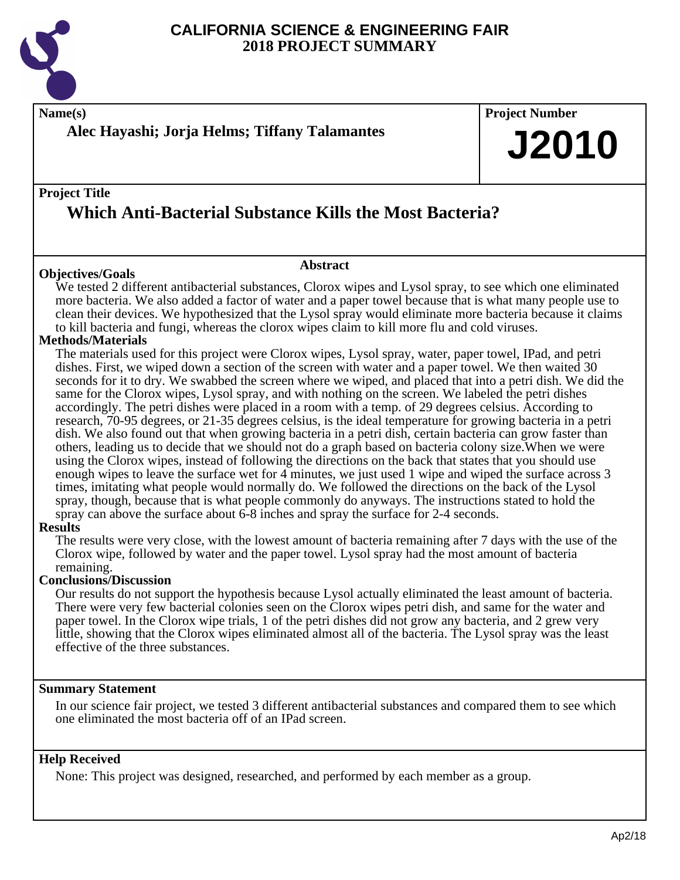# CALIFORNIA SCIENCE & ENGINEERING FAIR
# 2018 PROJECT SUMMARY

**Name(s)**

**Alec Hayashi; Jorja Helms; Tiffany Talamantes**

**Project Number**

**J2010**

**Project Title**

## Which Anti-Bacterial Substance Kills the Most Bacteria?

### Abstract

**Objectives/Goals**

We tested 2 different antibacterial substances, Clorox wipes and Lysol spray, to see which one eliminated more bacteria. We also added a factor of water and a paper towel because that is what many people use to clean their devices. We hypothesized that the Lysol spray would eliminate more bacteria because it claims to kill bacteria and fungi, whereas the clorox wipes claim to kill more flu and cold viruses.

**Methods/Materials**

The materials used for this project were Clorox wipes, Lysol spray, water, paper towel, IPad, and petri dishes. First, we wiped down a section of the screen with water and a paper towel. We then waited 30 seconds for it to dry. We swabbed the screen where we wiped, and placed that into a petri dish. We did the same for the Clorox wipes, Lysol spray, and with nothing on the screen. We labeled the petri dishes accordingly. The petri dishes were placed in a room with a temp. of 29 degrees celsius. According to research, 70-95 degrees, or 21-35 degrees celsius, is the ideal temperature for growing bacteria in a petri dish. We also found out that when growing bacteria in a petri dish, certain bacteria can grow faster than others, leading us to decide that we should not do a graph based on bacteria colony size.When we were using the Clorox wipes, instead of following the directions on the back that states that you should use enough wipes to leave the surface wet for 4 minutes, we just used 1 wipe and wiped the surface across 3 times, imitating what people would normally do. We followed the directions on the back of the Lysol spray, though, because that is what people commonly do anyways. The instructions stated to hold the spray can above the surface about 6-8 inches and spray the surface for 2-4 seconds.

**Results**

The results were very close, with the lowest amount of bacteria remaining after 7 days with the use of the Clorox wipe, followed by water and the paper towel. Lysol spray had the most amount of bacteria remaining.

**Conclusions/Discussion**

Our results do not support the hypothesis because Lysol actually eliminated the least amount of bacteria. There were very few bacterial colonies seen on the Clorox wipes petri dish, and same for the water and paper towel. In the Clorox wipe trials, 1 of the petri dishes did not grow any bacteria, and 2 grew very little, showing that the Clorox wipes eliminated almost all of the bacteria. The Lysol spray was the least effective of the three substances.

**Summary Statement**

In our science fair project, we tested 3 different antibacterial substances and compared them to see which one eliminated the most bacteria off of an IPad screen.

**Help Received**

None: This project was designed, researched, and performed by each member as a group.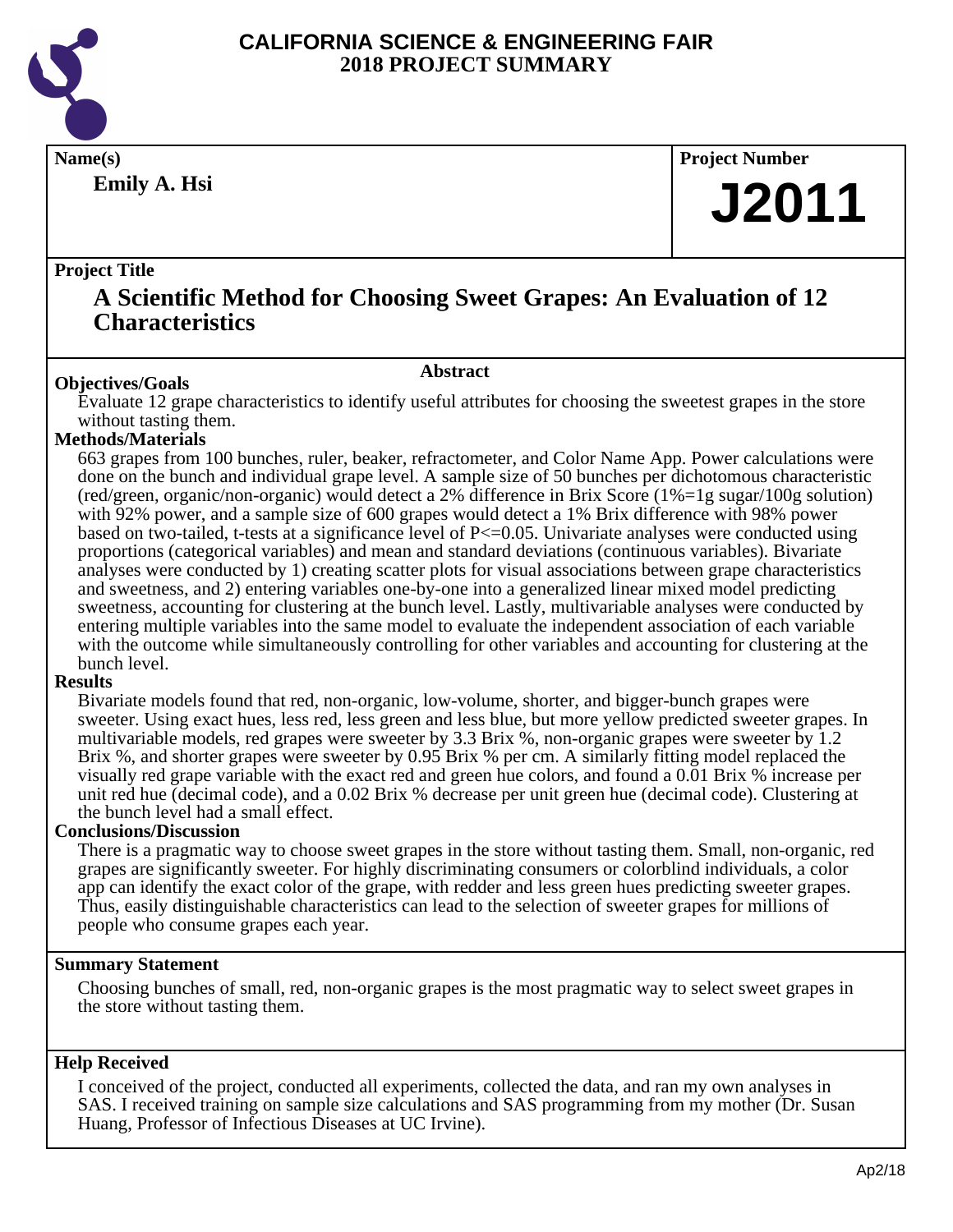# CALIFORNIA SCIENCE & ENGINEERING FAIR
## 2018 PROJECT SUMMARY

**Name(s)**

**Emily A. Hsi**

**Project Number**

**J2011**

**Project Title**

## A Scientific Method for Choosing Sweet Grapes: An Evaluation of 12 Characteristics

### Abstract

**Objectives/Goals**

Evaluate 12 grape characteristics to identify useful attributes for choosing the sweetest grapes in the store without tasting them.

**Methods/Materials**

663 grapes from 100 bunches, ruler, beaker, refractometer, and Color Name App. Power calculations were done on the bunch and individual grape level. A sample size of 50 bunches per dichotomous characteristic (red/green, organic/non-organic) would detect a 2% difference in Brix Score (1%=1g sugar/100g solution) with 92% power, and a sample size of 600 grapes would detect a 1% Brix difference with 98% power based on two-tailed, t-tests at a significance level of $P<=0.05$. Univariate analyses were conducted using proportions (categorical variables) and mean and standard deviations (continuous variables). Bivariate analyses were conducted by 1) creating scatter plots for visual associations between grape characteristics and sweetness, and 2) entering variables one-by-one into a generalized linear mixed model predicting sweetness, accounting for clustering at the bunch level. Lastly, multivariable analyses were conducted by entering multiple variables into the same model to evaluate the independent association of each variable with the outcome while simultaneously controlling for other variables and accounting for clustering at the bunch level.

**Results**

Bivariate models found that red, non-organic, low-volume, shorter, and bigger-bunch grapes were sweeter. Using exact hues, less red, less green and less blue, but more yellow predicted sweeter grapes. In multivariable models, red grapes were sweeter by 3.3 Brix %, non-organic grapes were sweeter by 1.2 Brix %, and shorter grapes were sweeter by 0.95 Brix % per cm. A similarly fitting model replaced the visually red grape variable with the exact red and green hue colors, and found a 0.01 Brix % increase per unit red hue (decimal code), and a 0.02 Brix % decrease per unit green hue (decimal code). Clustering at the bunch level had a small effect.

**Conclusions/Discussion**

There is a pragmatic way to choose sweet grapes in the store without tasting them. Small, non-organic, red grapes are significantly sweeter. For highly discriminating consumers or colorblind individuals, a color app can identify the exact color of the grape, with redder and less green hues predicting sweeter grapes. Thus, easily distinguishable characteristics can lead to the selection of sweeter grapes for millions of people who consume grapes each year.

**Summary Statement**

Choosing bunches of small, red, non-organic grapes is the most pragmatic way to select sweet grapes in the store without tasting them.

**Help Received**

I conceived of the project, conducted all experiments, collected the data, and ran my own analyses in SAS. I received training on sample size calculations and SAS programming from my mother (Dr. Susan Huang, Professor of Infectious Diseases at UC Irvine).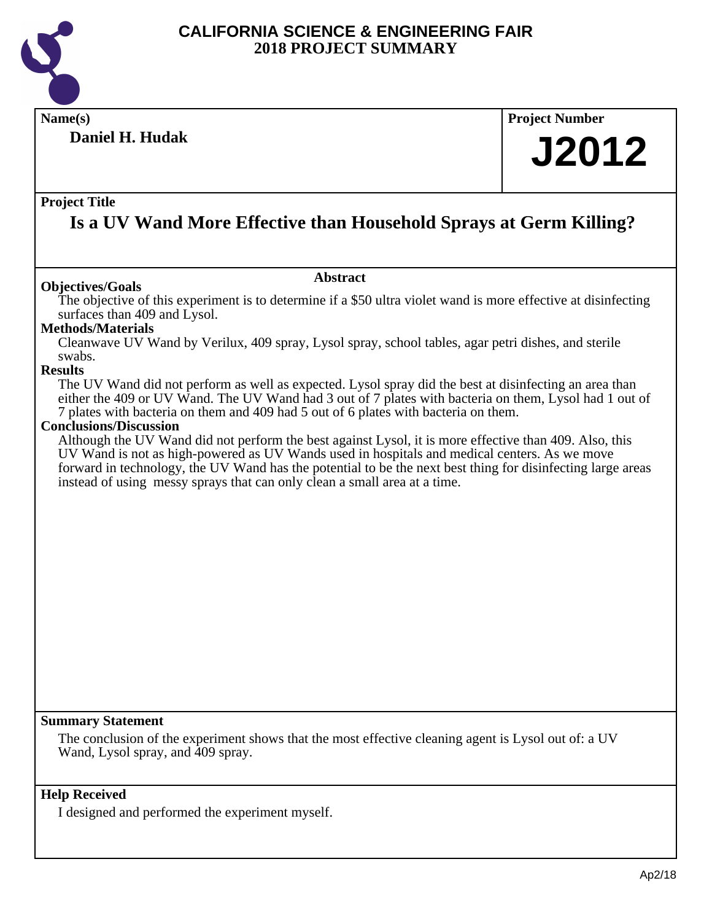# CALIFORNIA SCIENCE & ENGINEERING FAIR
## 2018 PROJECT SUMMARY

**Name(s)**

**Daniel H. Hudak**

**Project Number**

**J2012**

**Project Title**

## Is a UV Wand More Effective than Household Sprays at Germ Killing?

### Abstract

**Objectives/Goals**

The objective of this experiment is to determine if a $50 ultra violet wand is more effective at disinfecting surfaces than 409 and Lysol.

**Methods/Materials**

Cleanwave UV Wand by Verilux, 409 spray, Lysol spray, school tables, agar petri dishes, and sterile swabs.

**Results**

The UV Wand did not perform as well as expected. Lysol spray did the best at disinfecting an area than either the 409 or UV Wand. The UV Wand had 3 out of 7 plates with bacteria on them, Lysol had 1 out of 7 plates with bacteria on them and 409 had 5 out of 6 plates with bacteria on them.

**Conclusions/Discussion**

Although the UV Wand did not perform the best against Lysol, it is more effective than 409. Also, this UV Wand is not as high-powered as UV Wands used in hospitals and medical centers. As we move forward in technology, the UV Wand has the potential to be the next best thing for disinfecting large areas instead of using messy sprays that can only clean a small area at a time.

**Summary Statement**

The conclusion of the experiment shows that the most effective cleaning agent is Lysol out of: a UV Wand, Lysol spray, and 409 spray.

**Help Received**

I designed and performed the experiment myself.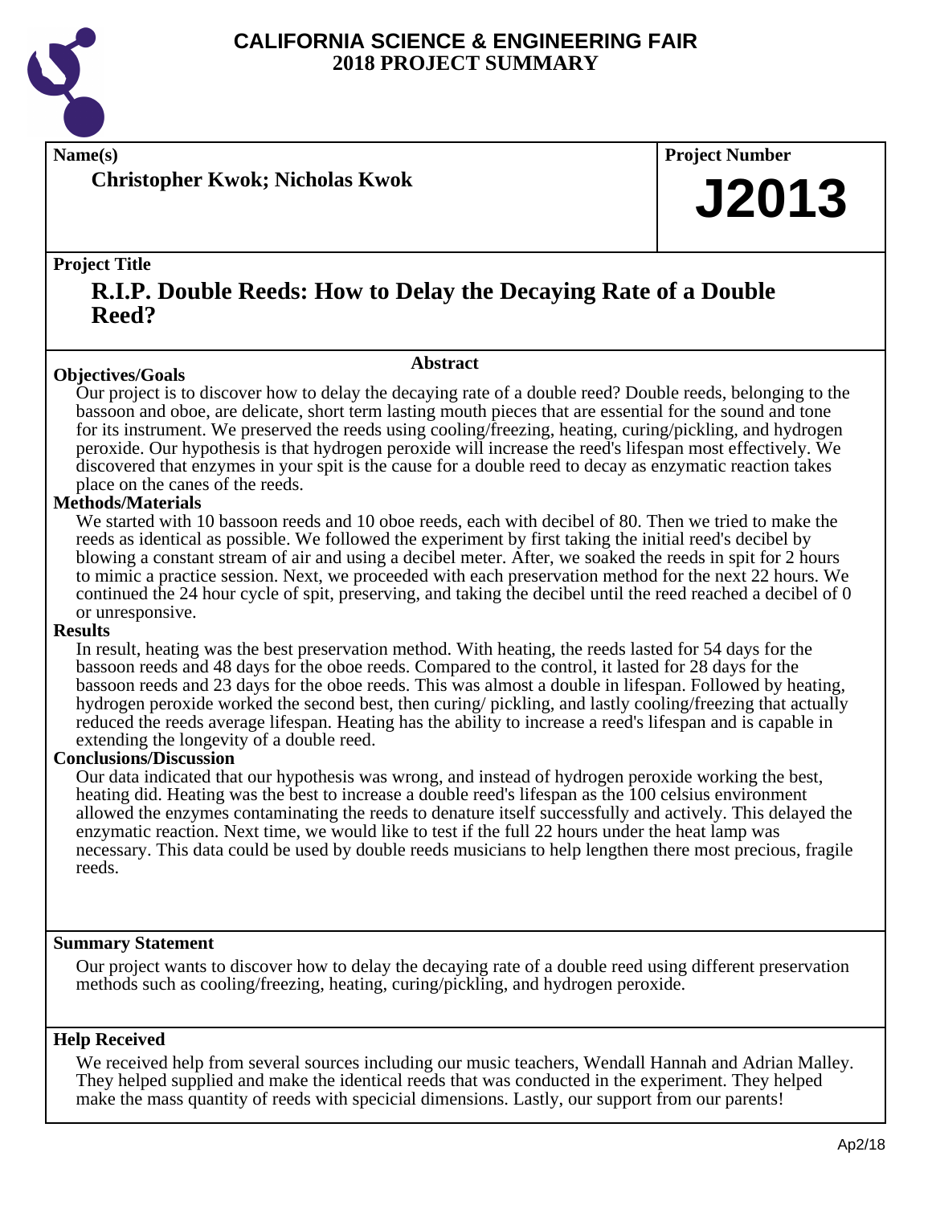# CALIFORNIA SCIENCE & ENGINEERING FAIR
## 2018 PROJECT SUMMARY

**Name(s)**

**Christopher Kwok; Nicholas Kwok**

**Project Number**

# J2013

**Project Title**

## R.I.P. Double Reeds: How to Delay the Decaying Rate of a Double Reed?

### Abstract

**Objectives/Goals**

Our project is to discover how to delay the decaying rate of a double reed? Double reeds, belonging to the bassoon and oboe, are delicate, short term lasting mouth pieces that are essential for the sound and tone for its instrument. We preserved the reeds using cooling/freezing, heating, curing/pickling, and hydrogen peroxide. Our hypothesis is that hydrogen peroxide will increase the reed's lifespan most effectively. We discovered that enzymes in your spit is the cause for a double reed to decay as enzymatic reaction takes place on the canes of the reeds.

**Methods/Materials**

We started with 10 bassoon reeds and 10 oboe reeds, each with decibel of 80. Then we tried to make the reeds as identical as possible. We followed the experiment by first taking the initial reed's decibel by blowing a constant stream of air and using a decibel meter. After, we soaked the reeds in spit for 2 hours to mimic a practice session. Next, we proceeded with each preservation method for the next 22 hours. We continued the 24 hour cycle of spit, preserving, and taking the decibel until the reed reached a decibel of 0 or unresponsive.

**Results**

In result, heating was the best preservation method. With heating, the reeds lasted for 54 days for the bassoon reeds and 48 days for the oboe reeds. Compared to the control, it lasted for 28 days for the bassoon reeds and 23 days for the oboe reeds. This was almost a double in lifespan. Followed by heating, hydrogen peroxide worked the second best, then curing/ pickling, and lastly cooling/freezing that actually reduced the reeds average lifespan. Heating has the ability to increase a reed's lifespan and is capable in extending the longevity of a double reed.

**Conclusions/Discussion**

Our data indicated that our hypothesis was wrong, and instead of hydrogen peroxide working the best, heating did. Heating was the best to increase a double reed's lifespan as the 100 celsius environment allowed the enzymes contaminating the reeds to denature itself successfully and actively. This delayed the enzymatic reaction. Next time, we would like to test if the full 22 hours under the heat lamp was necessary. This data could be used by double reeds musicians to help lengthen there most precious, fragile reeds.

**Summary Statement**

Our project wants to discover how to delay the decaying rate of a double reed using different preservation methods such as cooling/freezing, heating, curing/pickling, and hydrogen peroxide.

**Help Received**

We received help from several sources including our music teachers, Wendall Hannah and Adrian Malley. They helped supplied and make the identical reeds that was conducted in the experiment. They helped make the mass quantity of reeds with specicial dimensions. Lastly, our support from our parents!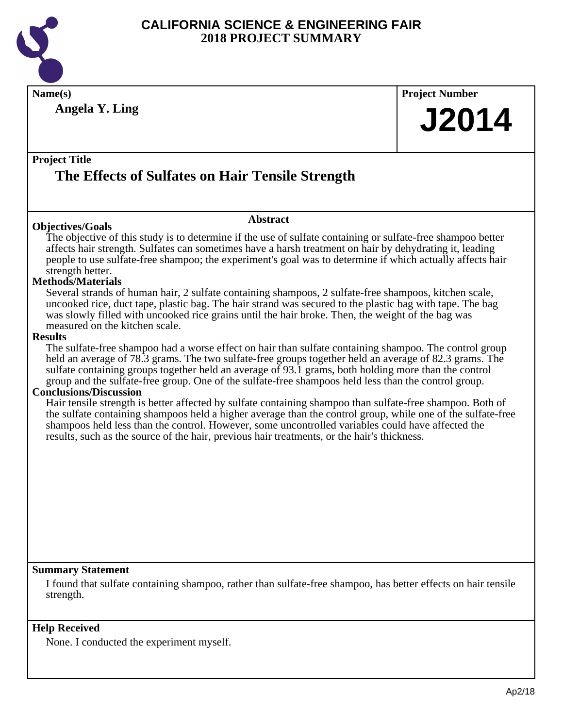# CALIFORNIA SCIENCE & ENGINEERING FAIR
## 2018 PROJECT SUMMARY

**Name(s)**

**Angela Y. Ling**

**Project Number**

**J2014**

**Project Title**

## The Effects of Sulfates on Hair Tensile Strength

### Abstract

**Objectives/Goals**

The objective of this study is to determine if the use of sulfate containing or sulfate-free shampoo better affects hair strength. Sulfates can sometimes have a harsh treatment on hair by dehydrating it, leading people to use sulfate-free shampoo; the experiment's goal was to determine if which actually affects hair strength better.

**Methods/Materials**

Several strands of human hair, 2 sulfate containing shampoos, 2 sulfate-free shampoos, kitchen scale, uncooked rice, duct tape, plastic bag. The hair strand was secured to the plastic bag with tape. The bag was slowly filled with uncooked rice grains until the hair broke. Then, the weight of the bag was measured on the kitchen scale.

**Results**

The sulfate-free shampoo had a worse effect on hair than sulfate containing shampoo. The control group held an average of 78.3 grams. The two sulfate-free groups together held an average of 82.3 grams. The sulfate containing groups together held an average of 93.1 grams, both holding more than the control group and the sulfate-free group. One of the sulfate-free shampoos held less than the control group.

**Conclusions/Discussion**

Hair tensile strength is better affected by sulfate containing shampoo than sulfate-free shampoo. Both of the sulfate containing shampoos held a higher average than the control group, while one of the sulfate-free shampoos held less than the control. However, some uncontrolled variables could have affected the results, such as the source of the hair, previous hair treatments, or the hair's thickness.

**Summary Statement**

I found that sulfate containing shampoo, rather than sulfate-free shampoo, has better effects on hair tensile strength.

**Help Received**

None. I conducted the experiment myself.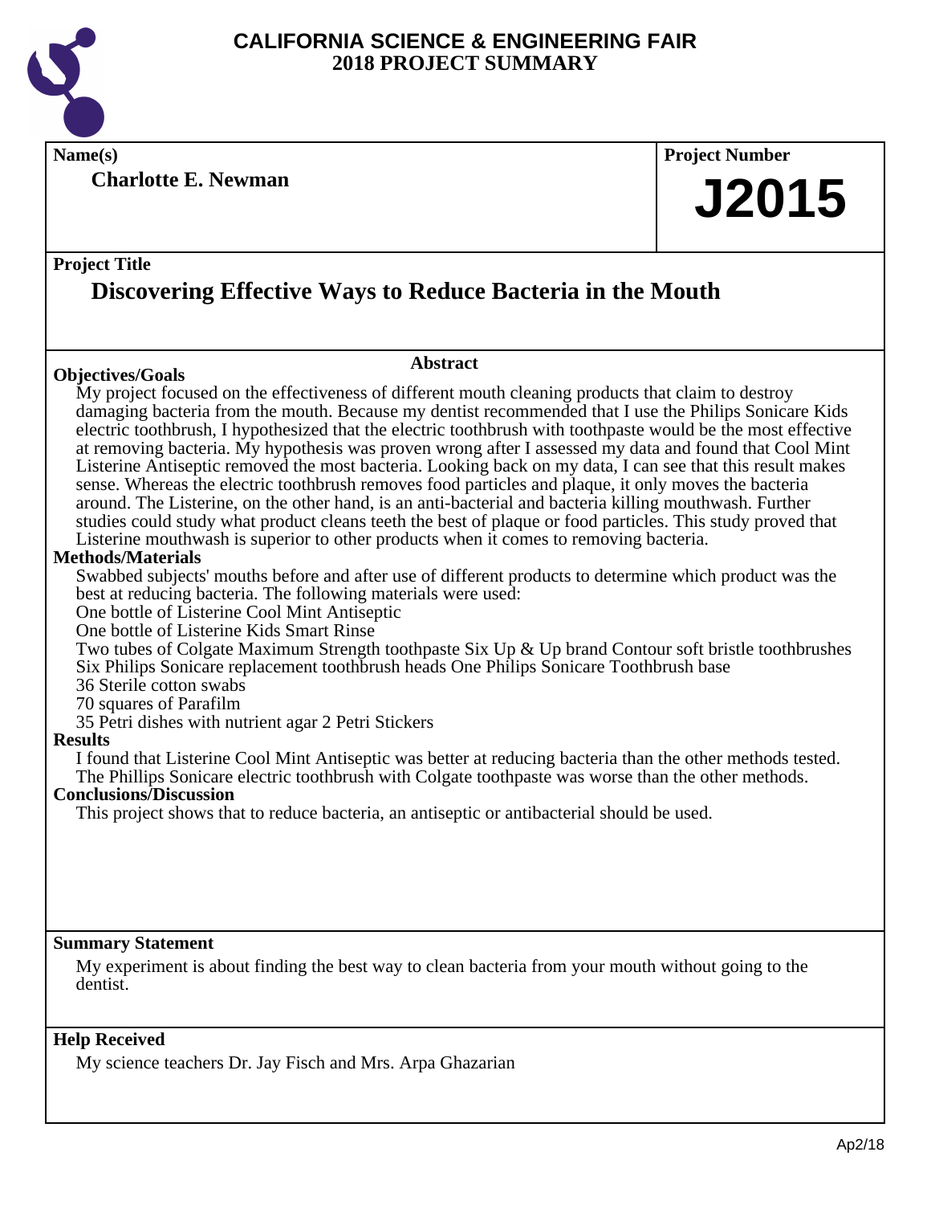# CALIFORNIA SCIENCE & ENGINEERING FAIR
## 2018 PROJECT SUMMARY

**Name(s)**

**Charlotte E. Newman**

**Project Number**

**J2015**

**Project Title**

## Discovering Effective Ways to Reduce Bacteria in the Mouth

### Abstract

**Objectives/Goals**

My project focused on the effectiveness of different mouth cleaning products that claim to destroy damaging bacteria from the mouth. Because my dentist recommended that I use the Philips Sonicare Kids electric toothbrush, I hypothesized that the electric toothbrush with toothpaste would be the most effective at removing bacteria. My hypothesis was proven wrong after I assessed my data and found that Cool Mint Listerine Antiseptic removed the most bacteria. Looking back on my data, I can see that this result makes sense. Whereas the electric toothbrush removes food particles and plaque, it only moves the bacteria around. The Listerine, on the other hand, is an anti-bacterial and bacteria killing mouthwash. Further studies could study what product cleans teeth the best of plaque or food particles. This study proved that Listerine mouthwash is superior to other products when it comes to removing bacteria.

**Methods/Materials**

Swabbed subjects' mouths before and after use of different products to determine which product was the best at reducing bacteria. The following materials were used:
One bottle of Listerine Cool Mint Antiseptic
One bottle of Listerine Kids Smart Rinse
Two tubes of Colgate Maximum Strength toothpaste Six Up & Up brand Contour soft bristle toothbrushes
Six Philips Sonicare replacement toothbrush heads One Philips Sonicare Toothbrush base
36 Sterile cotton swabs
70 squares of Parafilm
35 Petri dishes with nutrient agar 2 Petri Stickers

**Results**

I found that Listerine Cool Mint Antiseptic was better at reducing bacteria than the other methods tested. The Phillips Sonicare electric toothbrush with Colgate toothpaste was worse than the other methods.

**Conclusions/Discussion**

This project shows that to reduce bacteria, an antiseptic or antibacterial should be used.

**Summary Statement**

My experiment is about finding the best way to clean bacteria from your mouth without going to the dentist.

**Help Received**

My science teachers Dr. Jay Fisch and Mrs. Arpa Ghazarian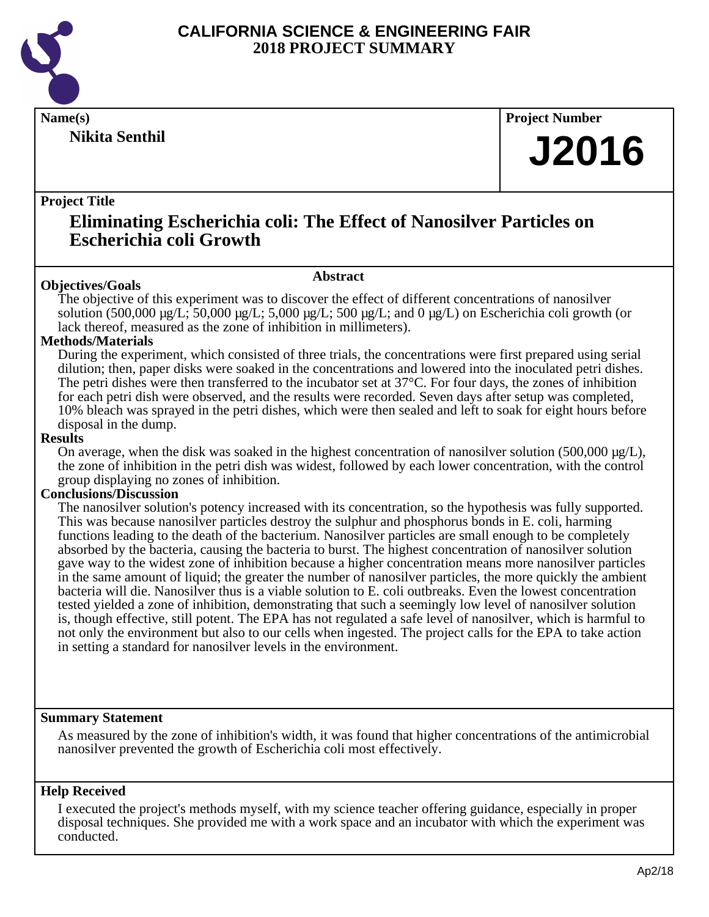# CALIFORNIA SCIENCE & ENGINEERING FAIR
## 2018 PROJECT SUMMARY

**Name(s)**

**Nikita Senthil**

**Project Number**

**J2016**

**Project Title**

## Eliminating Escherichia coli: The Effect of Nanosilver Particles on Escherichia coli Growth

### Abstract

**Objectives/Goals**

The objective of this experiment was to discover the effect of different concentrations of nanosilver solution (500,000 µg/L; 50,000 µg/L; 5,000 µg/L; 500 µg/L; and 0 µg/L) on Escherichia coli growth (or lack thereof, measured as the zone of inhibition in millimeters).

**Methods/Materials**

During the experiment, which consisted of three trials, the concentrations were first prepared using serial dilution; then, paper disks were soaked in the concentrations and lowered into the inoculated petri dishes. The petri dishes were then transferred to the incubator set at 37°C. For four days, the zones of inhibition for each petri dish were observed, and the results were recorded. Seven days after setup was completed, 10% bleach was sprayed in the petri dishes, which were then sealed and left to soak for eight hours before disposal in the dump.

**Results**

On average, when the disk was soaked in the highest concentration of nanosilver solution (500,000 µg/L), the zone of inhibition in the petri dish was widest, followed by each lower concentration, with the control group displaying no zones of inhibition.

**Conclusions/Discussion**

The nanosilver solution's potency increased with its concentration, so the hypothesis was fully supported. This was because nanosilver particles destroy the sulphur and phosphorus bonds in E. coli, harming functions leading to the death of the bacterium. Nanosilver particles are small enough to be completely absorbed by the bacteria, causing the bacteria to burst. The highest concentration of nanosilver solution gave way to the widest zone of inhibition because a higher concentration means more nanosilver particles in the same amount of liquid; the greater the number of nanosilver particles, the more quickly the ambient bacteria will die. Nanosilver thus is a viable solution to E. coli outbreaks. Even the lowest concentration tested yielded a zone of inhibition, demonstrating that such a seemingly low level of nanosilver solution is, though effective, still potent. The EPA has not regulated a safe level of nanosilver, which is harmful to not only the environment but also to our cells when ingested. The project calls for the EPA to take action in setting a standard for nanosilver levels in the environment.

**Summary Statement**

As measured by the zone of inhibition's width, it was found that higher concentrations of the antimicrobial nanosilver prevented the growth of Escherichia coli most effectively.

**Help Received**

I executed the project's methods myself, with my science teacher offering guidance, especially in proper disposal techniques. She provided me with a work space and an incubator with which the experiment was conducted.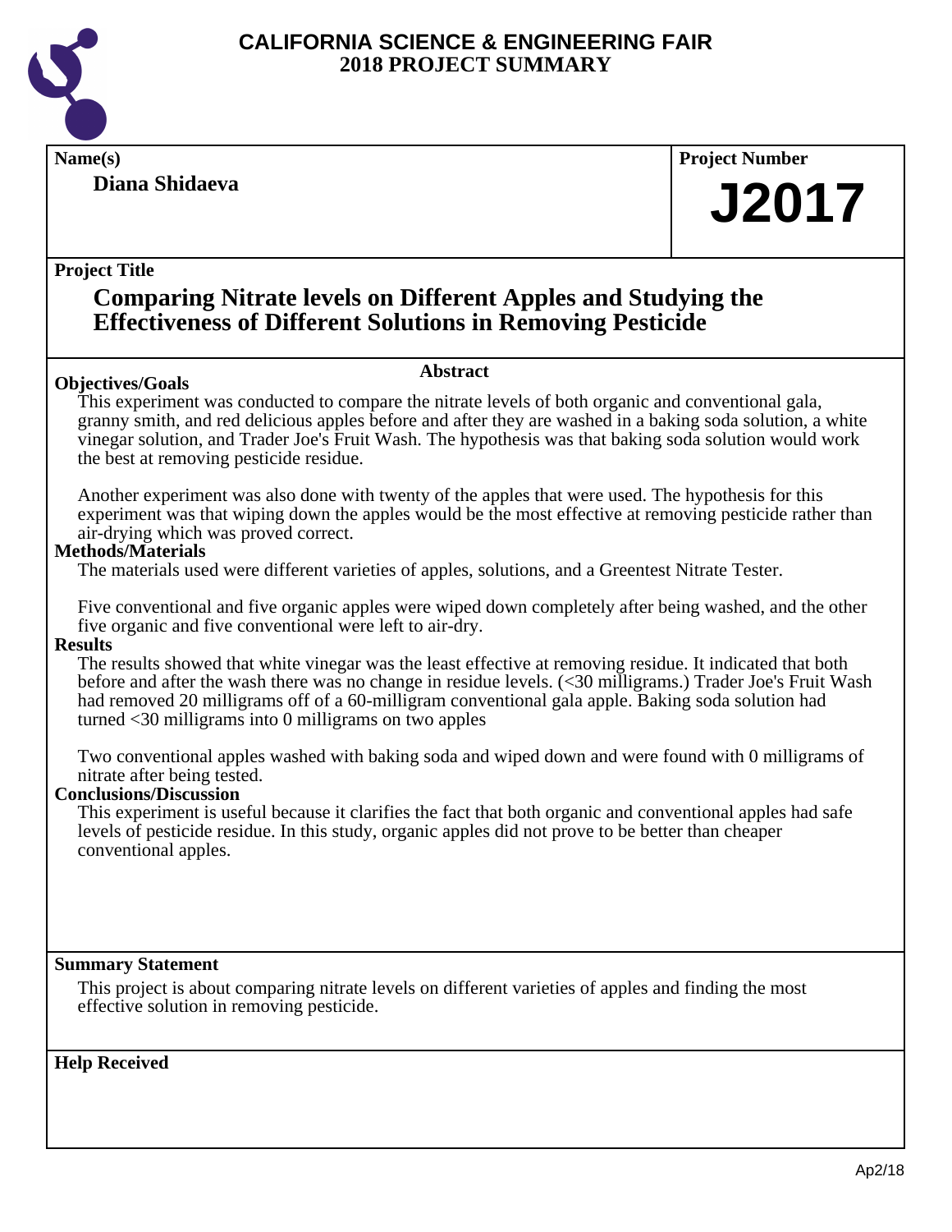# CALIFORNIA SCIENCE & ENGINEERING FAIR
## 2018 PROJECT SUMMARY

**Name(s)**

**Diana Shidaeva**

**Project Number**

**J2017**

**Project Title**

## Comparing Nitrate levels on Different Apples and Studying the Effectiveness of Different Solutions in Removing Pesticide

### Abstract

**Objectives/Goals**

This experiment was conducted to compare the nitrate levels of both organic and conventional gala, granny smith, and red delicious apples before and after they are washed in a baking soda solution, a white vinegar solution, and Trader Joe's Fruit Wash. The hypothesis was that baking soda solution would work the best at removing pesticide residue.

Another experiment was also done with twenty of the apples that were used. The hypothesis for this experiment was that wiping down the apples would be the most effective at removing pesticide rather than air-drying which was proved correct.

**Methods/Materials**

The materials used were different varieties of apples, solutions, and a Greentest Nitrate Tester.

Five conventional and five organic apples were wiped down completely after being washed, and the other five organic and five conventional were left to air-dry.

**Results**

The results showed that white vinegar was the least effective at removing residue. It indicated that both before and after the wash there was no change in residue levels. (<30 milligrams.) Trader Joe's Fruit Wash had removed 20 milligrams off of a 60-milligram conventional gala apple. Baking soda solution had turned <30 milligrams into 0 milligrams on two apples

Two conventional apples washed with baking soda and wiped down and were found with 0 milligrams of nitrate after being tested.

**Conclusions/Discussion**

This experiment is useful because it clarifies the fact that both organic and conventional apples had safe levels of pesticide residue. In this study, organic apples did not prove to be better than cheaper conventional apples.

**Summary Statement**

This project is about comparing nitrate levels on different varieties of apples and finding the most effective solution in removing pesticide.

**Help Received**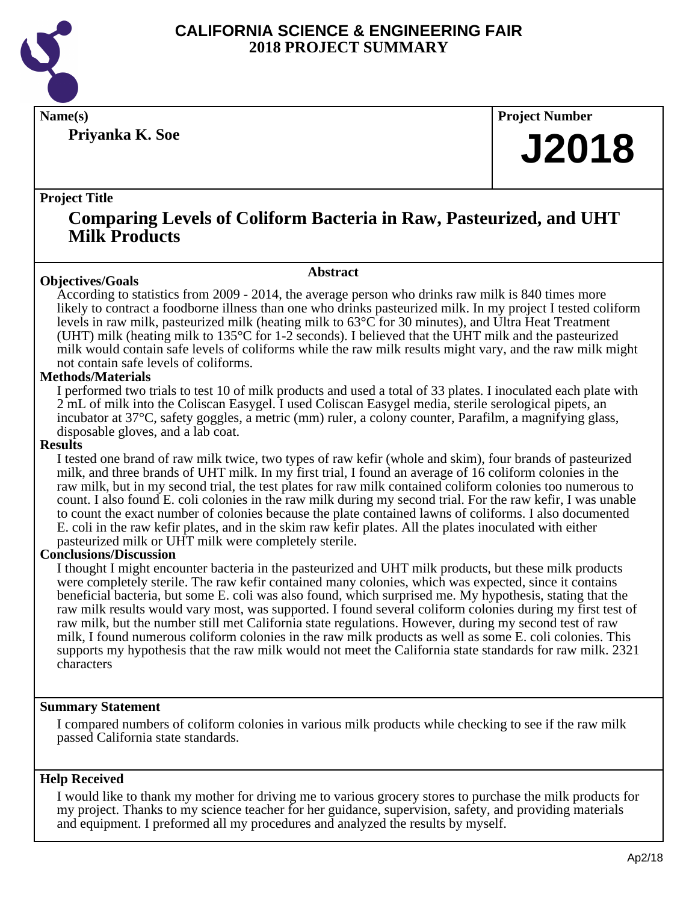# CALIFORNIA SCIENCE & ENGINEERING FAIR
# 2018 PROJECT SUMMARY

**Name(s)**

**Priyanka K. Soe**

**Project Number**

**J2018**

**Project Title**

## Comparing Levels of Coliform Bacteria in Raw, Pasteurized, and UHT Milk Products

**Abstract**

**Objectives/Goals**

According to statistics from 2009 - 2014, the average person who drinks raw milk is 840 times more likely to contract a foodborne illness than one who drinks pasteurized milk. In my project I tested coliform levels in raw milk, pasteurized milk (heating milk to 63°C for 30 minutes), and Ultra Heat Treatment (UHT) milk (heating milk to 135°C for 1-2 seconds). I believed that the UHT milk and the pasteurized milk would contain safe levels of coliforms while the raw milk results might vary, and the raw milk might not contain safe levels of coliforms.

**Methods/Materials**

I performed two trials to test 10 of milk products and used a total of 33 plates. I inoculated each plate with 2 mL of milk into the Coliscan Easygel. I used Coliscan Easygel media, sterile serological pipets, an incubator at 37°C, safety goggles, a metric (mm) ruler, a colony counter, Parafilm, a magnifying glass, disposable gloves, and a lab coat.

**Results**

I tested one brand of raw milk twice, two types of raw kefir (whole and skim), four brands of pasteurized milk, and three brands of UHT milk. In my first trial, I found an average of 16 coliform colonies in the raw milk, but in my second trial, the test plates for raw milk contained coliform colonies too numerous to count. I also found E. coli colonies in the raw milk during my second trial. For the raw kefir, I was unable to count the exact number of colonies because the plate contained lawns of coliforms. I also documented E. coli in the raw kefir plates, and in the skim raw kefir plates. All the plates inoculated with either pasteurized milk or UHT milk were completely sterile.

**Conclusions/Discussion**

I thought I might encounter bacteria in the pasteurized and UHT milk products, but these milk products were completely sterile. The raw kefir contained many colonies, which was expected, since it contains beneficial bacteria, but some E. coli was also found, which surprised me. My hypothesis, stating that the raw milk results would vary most, was supported. I found several coliform colonies during my first test of raw milk, but the number still met California state regulations. However, during my second test of raw milk, I found numerous coliform colonies in the raw milk products as well as some E. coli colonies. This supports my hypothesis that the raw milk would not meet the California state standards for raw milk. 2321 characters

**Summary Statement**

I compared numbers of coliform colonies in various milk products while checking to see if the raw milk passed California state standards.

**Help Received**

I would like to thank my mother for driving me to various grocery stores to purchase the milk products for my project. Thanks to my science teacher for her guidance, supervision, safety, and providing materials and equipment. I preformed all my procedures and analyzed the results by myself.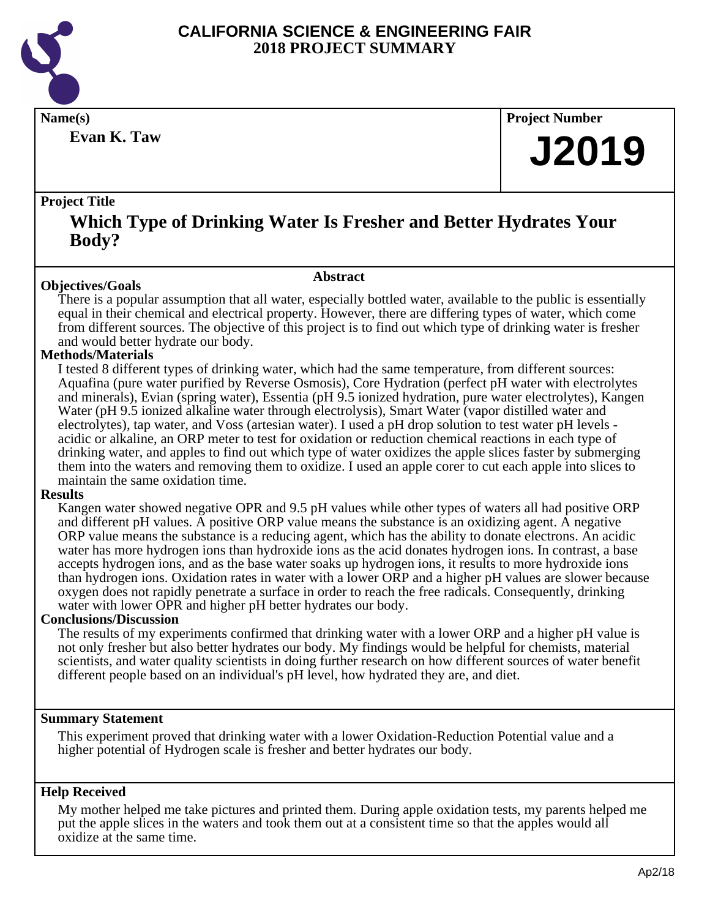# CALIFORNIA SCIENCE & ENGINEERING FAIR
## 2018 PROJECT SUMMARY

**Name(s)**

**Evan K. Taw**

**Project Number**

# J2019

**Project Title**

## Which Type of Drinking Water Is Fresher and Better Hydrates Your Body?

### Abstract

**Objectives/Goals**

There is a popular assumption that all water, especially bottled water, available to the public is essentially equal in their chemical and electrical property. However, there are differing types of water, which come from different sources. The objective of this project is to find out which type of drinking water is fresher and would better hydrate our body.

**Methods/Materials**

I tested 8 different types of drinking water, which had the same temperature, from different sources: Aquafina (pure water purified by Reverse Osmosis), Core Hydration (perfect pH water with electrolytes and minerals), Evian (spring water), Essentia (pH 9.5 ionized hydration, pure water electrolytes), Kangen Water (pH 9.5 ionized alkaline water through electrolysis), Smart Water (vapor distilled water and electrolytes), tap water, and Voss (artesian water). I used a pH drop solution to test water pH levels - acidic or alkaline, an ORP meter to test for oxidation or reduction chemical reactions in each type of drinking water, and apples to find out which type of water oxidizes the apple slices faster by submerging them into the waters and removing them to oxidize. I used an apple corer to cut each apple into slices to maintain the same oxidation time.

**Results**

Kangen water showed negative OPR and 9.5 pH values while other types of waters all had positive ORP and different pH values. A positive ORP value means the substance is an oxidizing agent. A negative ORP value means the substance is a reducing agent, which has the ability to donate electrons. An acidic water has more hydrogen ions than hydroxide ions as the acid donates hydrogen ions. In contrast, a base accepts hydrogen ions, and as the base water soaks up hydrogen ions, it results to more hydroxide ions than hydrogen ions. Oxidation rates in water with a lower ORP and a higher pH values are slower because oxygen does not rapidly penetrate a surface in order to reach the free radicals. Consequently, drinking water with lower OPR and higher pH better hydrates our body.

**Conclusions/Discussion**

The results of my experiments confirmed that drinking water with a lower ORP and a higher pH value is not only fresher but also better hydrates our body. My findings would be helpful for chemists, material scientists, and water quality scientists in doing further research on how different sources of water benefit different people based on an individual's pH level, how hydrated they are, and diet.

**Summary Statement**

This experiment proved that drinking water with a lower Oxidation-Reduction Potential value and a higher potential of Hydrogen scale is fresher and better hydrates our body.

**Help Received**

My mother helped me take pictures and printed them. During apple oxidation tests, my parents helped me put the apple slices in the waters and took them out at a consistent time so that the apples would all oxidize at the same time.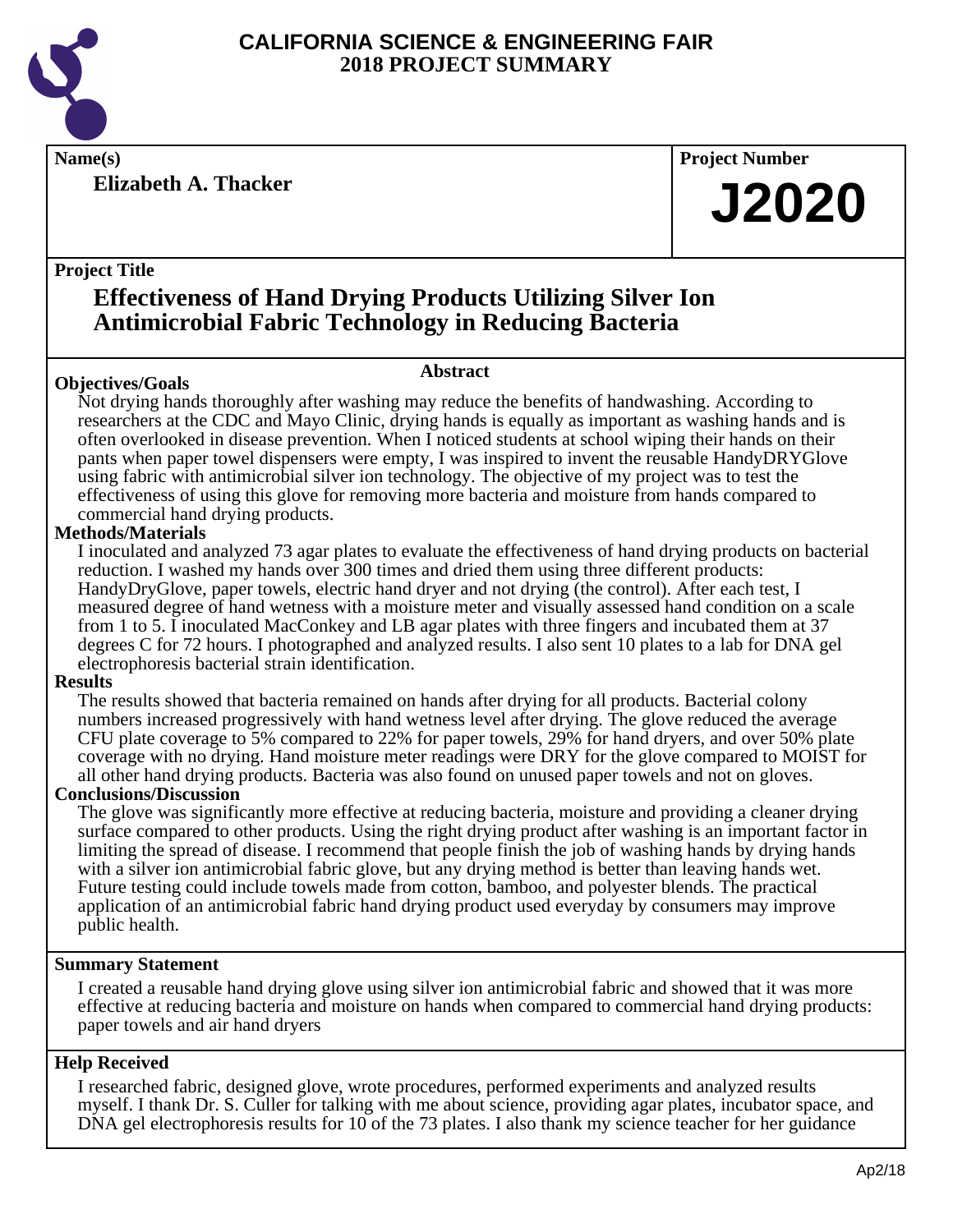# CALIFORNIA SCIENCE & ENGINEERING FAIR
## 2018 PROJECT SUMMARY

**Name(s)**

**Elizabeth A. Thacker**

**Project Number**

**J2020**

**Project Title**

## Effectiveness of Hand Drying Products Utilizing Silver Ion Antimicrobial Fabric Technology in Reducing Bacteria

### Abstract

**Objectives/Goals**

Not drying hands thoroughly after washing may reduce the benefits of handwashing. According to researchers at the CDC and Mayo Clinic, drying hands is equally as important as washing hands and is often overlooked in disease prevention. When I noticed students at school wiping their hands on their pants when paper towel dispensers were empty, I was inspired to invent the reusable HandyDRYGlove using fabric with antimicrobial silver ion technology. The objective of my project was to test the effectiveness of using this glove for removing more bacteria and moisture from hands compared to commercial hand drying products.

**Methods/Materials**

I inoculated and analyzed 73 agar plates to evaluate the effectiveness of hand drying products on bacterial reduction. I washed my hands over 300 times and dried them using three different products: HandyDryGlove, paper towels, electric hand dryer and not drying (the control). After each test, I measured degree of hand wetness with a moisture meter and visually assessed hand condition on a scale from 1 to 5. I inoculated MacConkey and LB agar plates with three fingers and incubated them at 37 degrees C for 72 hours. I photographed and analyzed results. I also sent 10 plates to a lab for DNA gel electrophoresis bacterial strain identification.

**Results**

The results showed that bacteria remained on hands after drying for all products. Bacterial colony numbers increased progressively with hand wetness level after drying. The glove reduced the average CFU plate coverage to 5% compared to 22% for paper towels, 29% for hand dryers, and over 50% plate coverage with no drying. Hand moisture meter readings were DRY for the glove compared to MOIST for all other hand drying products. Bacteria was also found on unused paper towels and not on gloves.

**Conclusions/Discussion**

The glove was significantly more effective at reducing bacteria, moisture and providing a cleaner drying surface compared to other products. Using the right drying product after washing is an important factor in limiting the spread of disease. I recommend that people finish the job of washing hands by drying hands with a silver ion antimicrobial fabric glove, but any drying method is better than leaving hands wet. Future testing could include towels made from cotton, bamboo, and polyester blends. The practical application of an antimicrobial fabric hand drying product used everyday by consumers may improve public health.

**Summary Statement**

I created a reusable hand drying glove using silver ion antimicrobial fabric and showed that it was more effective at reducing bacteria and moisture on hands when compared to commercial hand drying products: paper towels and air hand dryers

**Help Received**

I researched fabric, designed glove, wrote procedures, performed experiments and analyzed results myself. I thank Dr. S. Culler for talking with me about science, providing agar plates, incubator space, and DNA gel electrophoresis results for 10 of the 73 plates. I also thank my science teacher for her guidance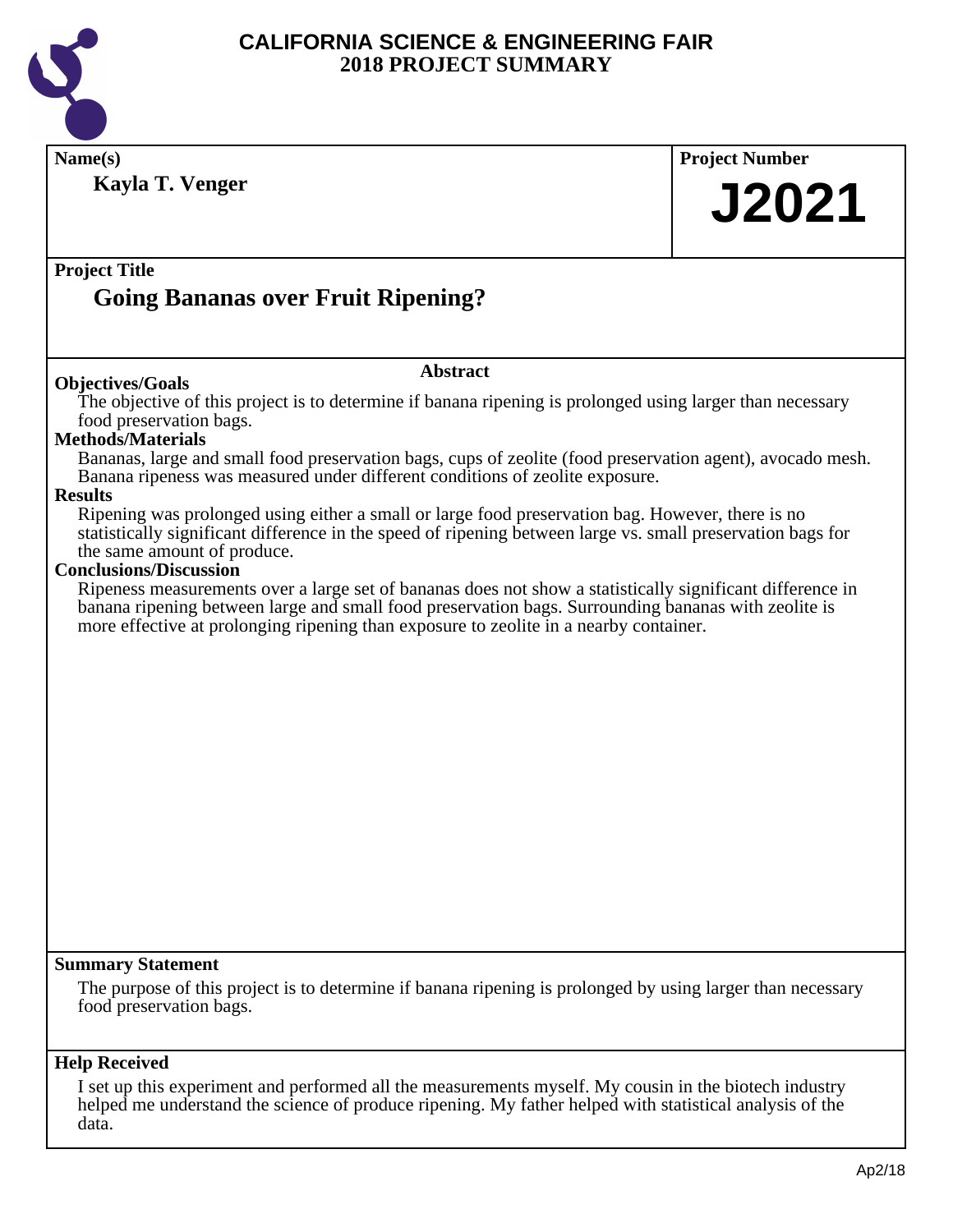# CALIFORNIA SCIENCE & ENGINEERING FAIR
## 2018 PROJECT SUMMARY

**Name(s)**

**Kayla T. Venger**

**Project Number**

**J2021**

**Project Title**

## Going Bananas over Fruit Ripening?

### Abstract

**Objectives/Goals**

The objective of this project is to determine if banana ripening is prolonged using larger than necessary food preservation bags.

**Methods/Materials**

Bananas, large and small food preservation bags, cups of zeolite (food preservation agent), avocado mesh. Banana ripeness was measured under different conditions of zeolite exposure.

**Results**

Ripening was prolonged using either a small or large food preservation bag. However, there is no statistically significant difference in the speed of ripening between large vs. small preservation bags for the same amount of produce.

**Conclusions/Discussion**

Ripeness measurements over a large set of bananas does not show a statistically significant difference in banana ripening between large and small food preservation bags. Surrounding bananas with zeolite is more effective at prolonging ripening than exposure to zeolite in a nearby container.

**Summary Statement**

The purpose of this project is to determine if banana ripening is prolonged by using larger than necessary food preservation bags.

**Help Received**

I set up this experiment and performed all the measurements myself. My cousin in the biotech industry helped me understand the science of produce ripening. My father helped with statistical analysis of the data.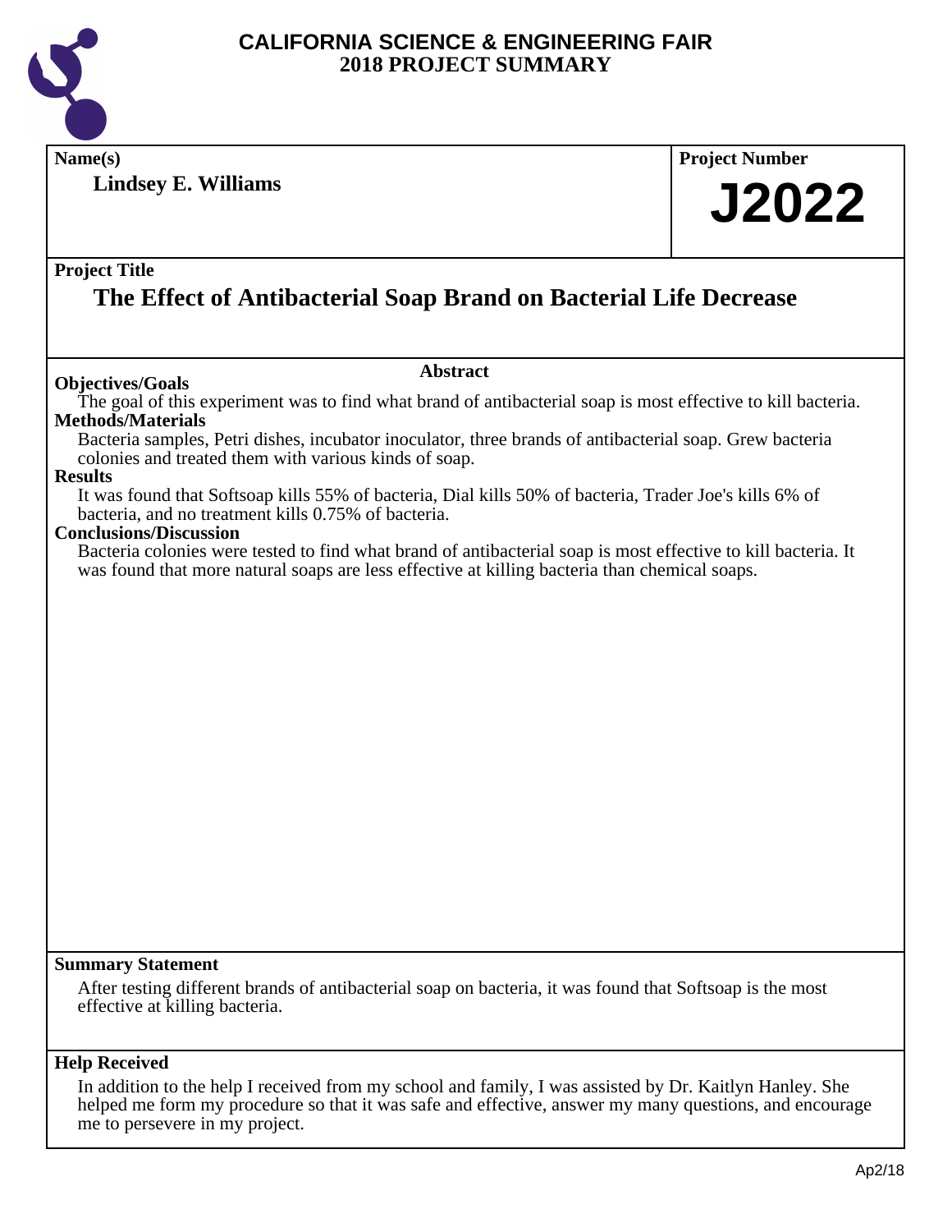# CALIFORNIA SCIENCE & ENGINEERING FAIR
## 2018 PROJECT SUMMARY

**Name(s)**

**Lindsey E. Williams**

**Project Number**

**J2022**

**Project Title**

# The Effect of Antibacterial Soap Brand on Bacterial Life Decrease

**Abstract**

**Objectives/Goals**

The goal of this experiment was to find what brand of antibacterial soap is most effective to kill bacteria.

**Methods/Materials**

Bacteria samples, Petri dishes, incubator inoculator, three brands of antibacterial soap. Grew bacteria colonies and treated them with various kinds of soap.

**Results**

It was found that Softsoap kills 55% of bacteria, Dial kills 50% of bacteria, Trader Joe's kills 6% of bacteria, and no treatment kills 0.75% of bacteria.

**Conclusions/Discussion**

Bacteria colonies were tested to find what brand of antibacterial soap is most effective to kill bacteria. It was found that more natural soaps are less effective at killing bacteria than chemical soaps.

**Summary Statement**

After testing different brands of antibacterial soap on bacteria, it was found that Softsoap is the most effective at killing bacteria.

**Help Received**

In addition to the help I received from my school and family, I was assisted by Dr. Kaitlyn Hanley. She helped me form my procedure so that it was safe and effective, answer my many questions, and encourage me to persevere in my project.